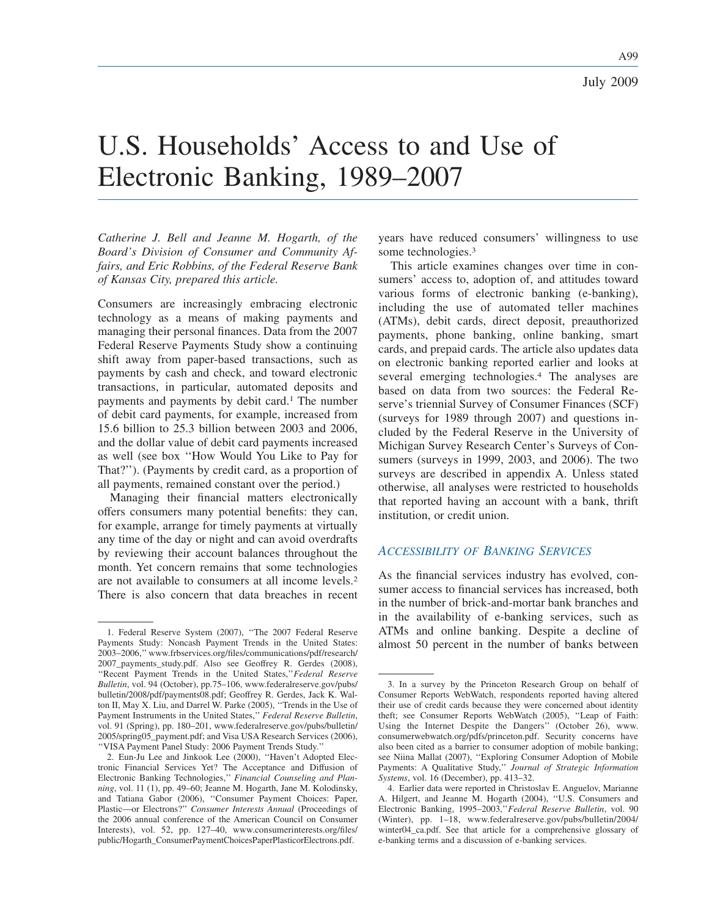July 2009

# U.S. Households' Access to and Use of Electronic Banking, 1989–2007

*Catherine J. Bell and Jeanne M. Hogarth, of the Board's Division of Consumer and Community Affairs, and Eric Robbins, of the Federal Reserve Bank of Kansas City, prepared this article.*

Consumers are increasingly embracing electronic technology as a means of making payments and managing their personal finances. Data from the 2007 Federal Reserve Payments Study show a continuing shift away from paper-based transactions, such as payments by cash and check, and toward electronic transactions, in particular, automated deposits and payments and payments by debit card.[1] The number of debit card payments, for example, increased from 15.6 billion to 25.3 billion between 2003 and 2006, and the dollar value of debit card payments increased as well (see box ''How Would You Like to Pay for That?''). (Payments by credit card, as a proportion of all payments, remained constant over the period.)

Managing their financial matters electronically offers consumers many potential benefits: they can, for example, arrange for timely payments at virtually any time of the day or night and can avoid overdrafts by reviewing their account balances throughout the month. Yet concern remains that some technologies are not available to consumers at all income levels.[2] There is also concern that data breaches in recent years have reduced consumers' willingness to use some technologies.[3]

This article examines changes over time in consumers' access to, adoption of, and attitudes toward various forms of electronic banking (e-banking), including the use of automated teller machines (ATMs), debit cards, direct deposit, preauthorized payments, phone banking, online banking, smart cards, and prepaid cards. The article also updates data on electronic banking reported earlier and looks at several emerging technologies.[4] The analyses are based on data from two sources: the Federal Reserve's triennial Survey of Consumer Finances (SCF) (surveys for 1989 through 2007) and questions included by the Federal Reserve in the University of Michigan Survey Research Center's Surveys of Consumers (surveys in 1999, 2003, and 2006). The two surveys are described in appendix A. Unless stated otherwise, all analyses were restricted to households that reported having an account with a bank, thrift institution, or credit union.

## *Accessibility of Banking Services*

As the financial services industry has evolved, consumer access to financial services has increased, both in the number of brick-and-mortar bank branches and in the availability of e-banking services, such as ATMs and online banking. Despite a decline of almost 50 percent in the number of banks between

---

1. Federal Reserve System (2007), ''The 2007 Federal Reserve Payments Study: Noncash Payment Trends in the United States: 2003–2006,'' www.frbservices.org/files/communications/pdf/research/2007_payments_study.pdf. Also see Geoffrey R. Gerdes (2008), ''Recent Payment Trends in the United States,'' *Federal Reserve Bulletin*, vol. 94 (October), pp.75–106, www.federalreserve.gov/pubs/bulletin/2008/pdf/payments08.pdf; Geoffrey R. Gerdes, Jack K. Walton II, May X. Liu, and Darrel W. Parke (2005), ''Trends in the Use of Payment Instruments in the United States,'' *Federal Reserve Bulletin*, vol. 91 (Spring), pp. 180–201, www.federalreserve.gov/pubs/bulletin/2005/spring05_payment.pdf; and Visa USA Research Services (2006), ''VISA Payment Panel Study: 2006 Payment Trends Study.''

2. Eun-Ju Lee and Jinkook Lee (2000), ''Haven't Adopted Electronic Financial Services Yet? The Acceptance and Diffusion of Electronic Banking Technologies,'' *Financial Counseling and Planning*, vol. 11 (1), pp. 49–60; Jeanne M. Hogarth, Jane M. Kolodinsky, and Tatiana Gabor (2006), ''Consumer Payment Choices: Paper, Plastic—or Electrons?'' *Consumer Interests Annual* (Proceedings of the 2006 annual conference of the American Council on Consumer Interests), vol. 52, pp. 127–40, www.consumerinterests.org/files/public/Hogarth_ConsumerPaymentChoicesPaperPlasticorElectrons.pdf.

3. In a survey by the Princeton Research Group on behalf of Consumer Reports WebWatch, respondents reported having altered their use of credit cards because they were concerned about identity theft; see Consumer Reports WebWatch (2005), ''Leap of Faith: Using the Internet Despite the Dangers'' (October 26), www.consumerwebwatch.org/pdfs/princeton.pdf. Security concerns have also been cited as a barrier to consumer adoption of mobile banking; see Niina Mallat (2007), ''Exploring Consumer Adoption of Mobile Payments: A Qualitative Study,'' *Journal of Strategic Information Systems*, vol. 16 (December), pp. 413–32.

4. Earlier data were reported in Christoslav E. Anguelov, Marianne A. Hilgert, and Jeanne M. Hogarth (2004), ''U.S. Consumers and Electronic Banking, 1995–2003,'' *Federal Reserve Bulletin*, vol. 90 (Winter), pp. 1–18, www.federalreserve.gov/pubs/bulletin/2004/winter04_ca.pdf. See that article for a comprehensive glossary of e-banking terms and a discussion of e-banking services.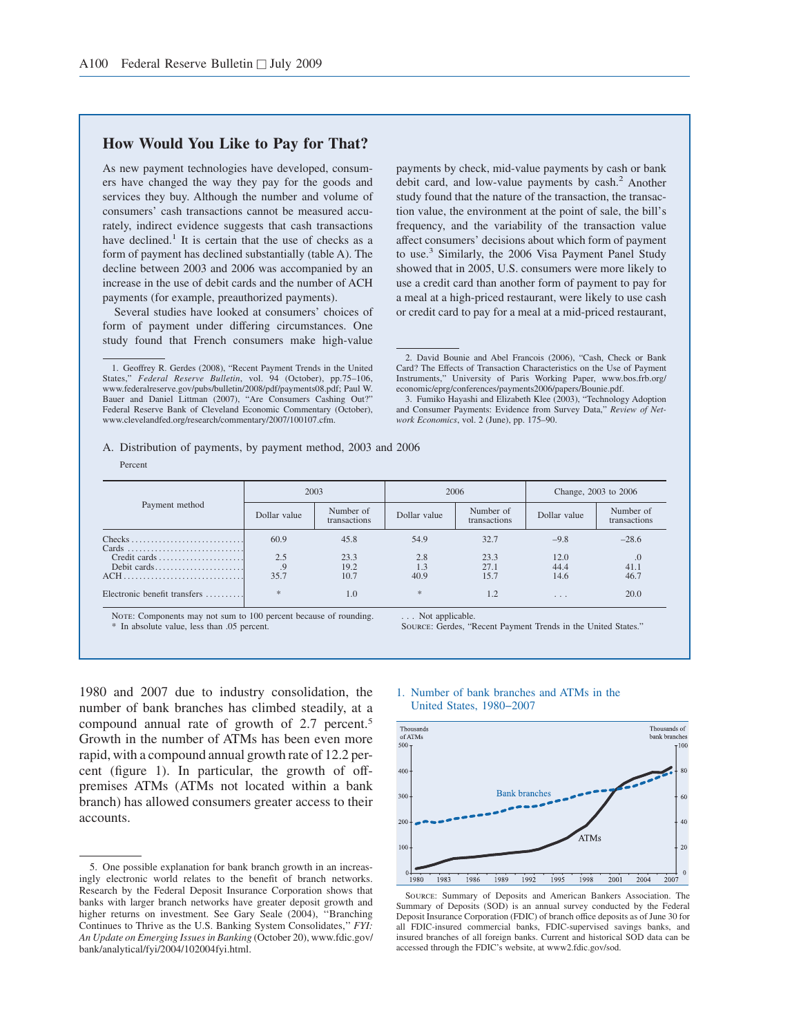## How Would You Like to Pay for That?

As new payment technologies have developed, consumers have changed the way they pay for the goods and services they buy. Although the number and volume of consumers' cash transactions cannot be measured accurately, indirect evidence suggests that cash transactions have declined.[1] It is certain that the use of checks as a form of payment has declined substantially (table A). The decline between 2003 and 2006 was accompanied by an increase in the use of debit cards and the number of ACH payments (for example, preauthorized payments).

Several studies have looked at consumers' choices of form of payment under differing circumstances. One study found that French consumers make high-value payments by check, mid-value payments by cash or bank debit card, and low-value payments by cash.[2] Another study found that the nature of the transaction, the transaction value, the environment at the point of sale, the bill's frequency, and the variability of the transaction value affect consumers' decisions about which form of payment to use.[3] Similarly, the 2006 Visa Payment Panel Study showed that in 2005, U.S. consumers were more likely to use a credit card than another form of payment to pay for a meal at a high-priced restaurant, were likely to use cash or credit card to pay for a meal at a mid-priced restaurant,

1. Geoffrey R. Gerdes (2008), "Recent Payment Trends in the United States," *Federal Reserve Bulletin*, vol. 94 (October), pp.75–106, www.federalreserve.gov/pubs/bulletin/2008/pdf/payments08.pdf; Paul W. Bauer and Daniel Littman (2007), "Are Consumers Cashing Out?" Federal Reserve Bank of Cleveland Economic Commentary (October), www.clevelandfed.org/research/commentary/2007/100107.cfm.

2. David Bounie and Abel Francois (2006), "Cash, Check or Bank Card? The Effects of Transaction Characteristics on the Use of Payment Instruments," University of Paris Working Paper, www.bos.frb.org/economic/eprg/conferences/payments2006/papers/Bounie.pdf.

3. Fumiko Hayashi and Elizabeth Klee (2003), "Technology Adoption and Consumer Payments: Evidence from Survey Data," *Review of Network Economics*, vol. 2 (June), pp. 175–90.

A. Distribution of payments, by payment method, 2003 and 2006

Percent

| Payment method | 2003 | | 2006 | | Change, 2003 to 2006 | |
|---|---|---|---|---|---|---|
| | Dollar value | Number of transactions | Dollar value | Number of transactions | Dollar value | Number of transactions |
| Checks | 60.9 | 45.8 | 54.9 | 32.7 | −9.8 | −28.6 |
| Cards | | | | | | |
| Credit cards | 2.5 | 23.3 | 2.8 | 23.3 | 12.0 | .0 |
| Debit cards | .9 | 19.2 | 1.3 | 27.1 | 44.4 | 41.1 |
| ACH | 35.7 | 10.7 | 40.9 | 15.7 | 14.6 | 46.7 |
| Electronic benefit transfers | * | 1.0 | * | 1.2 | . . . | 20.0 |

Note: Components may not sum to 100 percent because of rounding.
\* In absolute value, less than .05 percent.
. . . Not applicable.
Source: Gerdes, "Recent Payment Trends in the United States."

1980 and 2007 due to industry consolidation, the number of bank branches has climbed steadily, at a compound annual rate of growth of 2.7 percent.[5] Growth in the number of ATMs has been even more rapid, with a compound annual growth rate of 12.2 percent (figure 1). In particular, the growth of off-premises ATMs (ATMs not located within a bank branch) has allowed consumers greater access to their accounts.

5. One possible explanation for bank branch growth in an increasingly electronic world relates to the benefit of branch networks. Research by the Federal Deposit Insurance Corporation shows that banks with larger branch networks have greater deposit growth and higher returns on investment. See Gary Seale (2004), "Branching Continues to Thrive as the U.S. Banking System Consolidates," *FYI: An Update on Emerging Issues in Banking* (October 20), www.fdic.gov/bank/analytical/fyi/2004/102004fyi.html.

1. Number of bank branches and ATMs in the United States, 1980–2007

Source: Summary of Deposits and American Bankers Association. The Summary of Deposits (SOD) is an annual survey conducted by the Federal Deposit Insurance Corporation (FDIC) of branch office deposits as of June 30 for all FDIC-insured commercial banks, FDIC-supervised savings banks, and insured branches of all foreign banks. Current and historical SOD data can be accessed through the FDIC's website, at www2.fdic.gov/sod.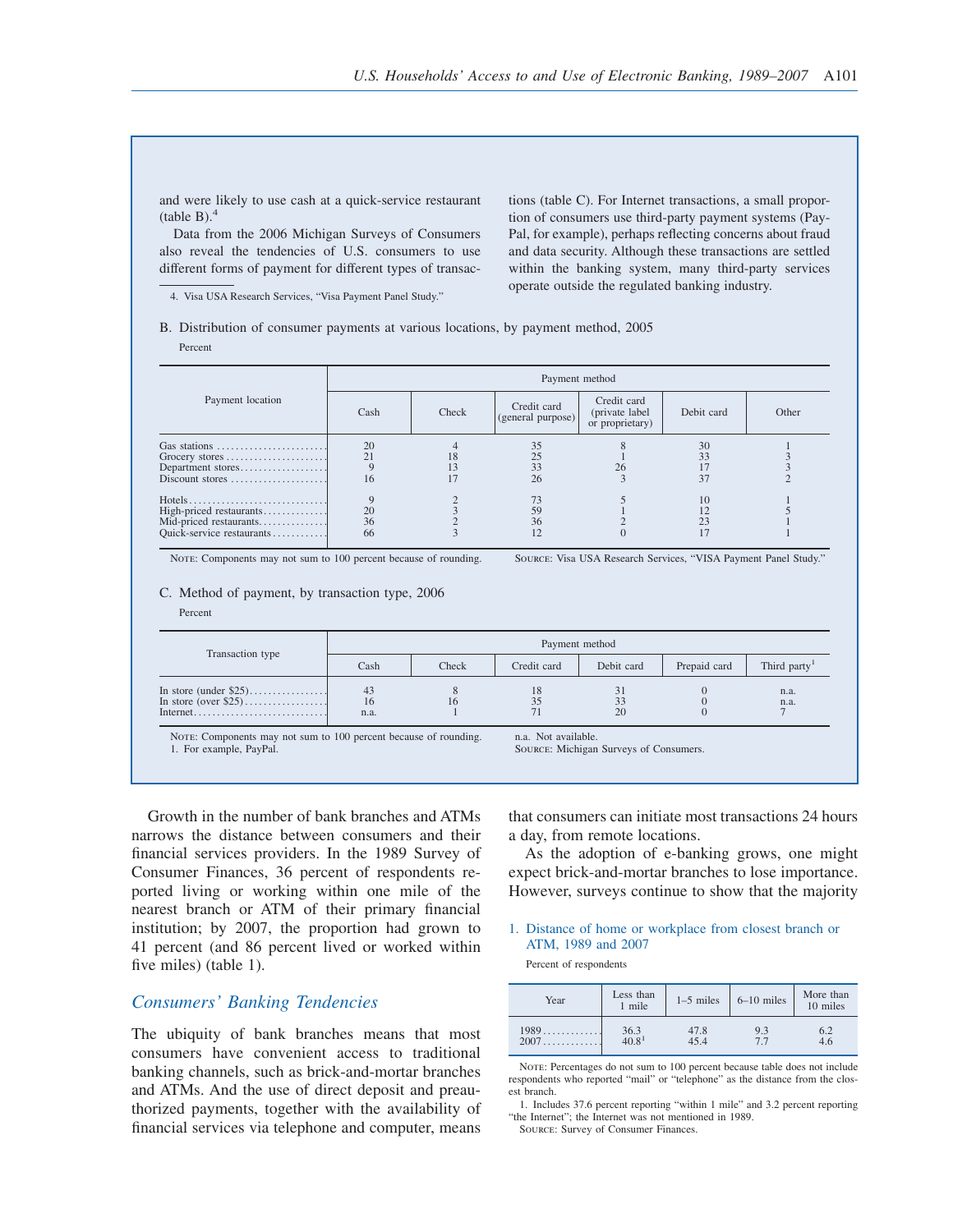and were likely to use cash at a quick-service restaurant (table B).[4]

Data from the 2006 Michigan Surveys of Consumers also reveal the tendencies of U.S. consumers to use different forms of payment for different types of transactions (table C). For Internet transactions, a small proportion of consumers use third-party payment systems (PayPal, for example), perhaps reflecting concerns about fraud and data security. Although these transactions are settled within the banking system, many third-party services operate outside the regulated banking industry.

4. Visa USA Research Services, "Visa Payment Panel Study."

B. Distribution of consumer payments at various locations, by payment method, 2005

Percent

| Payment location | Payment method | | | | | |
|---|---|---|---|---|---|---|
| | Cash | Check | Credit card (general purpose) | Credit card (private label or proprietary) | Debit card | Other |
| Gas stations | 20 | 4 | 35 | 8 | 30 | 1 |
| Grocery stores | 21 | 18 | 25 | 1 | 33 | 3 |
| Department stores | 9 | 13 | 33 | 26 | 17 | 3 |
| Discount stores | 16 | 17 | 26 | 3 | 37 | 2 |
| Hotels | 9 | 2 | 73 | 5 | 10 | 1 |
| High-priced restaurants | 20 | 3 | 59 | 1 | 12 | 5 |
| Mid-priced restaurants | 36 | 2 | 36 | 2 | 23 | 1 |
| Quick-service restaurants | 66 | 3 | 12 | 0 | 17 | 1 |

NOTE: Components may not sum to 100 percent because of rounding.

SOURCE: Visa USA Research Services, "VISA Payment Panel Study."

C. Method of payment, by transaction type, 2006

Percent

| Transaction type | Payment method | | | | | |
|---|---|---|---|---|---|---|
| | Cash | Check | Credit card | Debit card | Prepaid card | Third party[1] |
| In store (under $25) | 43 | 8 | 18 | 31 | 0 | n.a. |
| In store (over $25) | 16 | 16 | 35 | 33 | 0 | n.a. |
| Internet | n.a. | 1 | 71 | 20 | 0 | 7 |

NOTE: Components may not sum to 100 percent because of rounding.

1. For example, PayPal.

n.a. Not available.

SOURCE: Michigan Surveys of Consumers.

Growth in the number of bank branches and ATMs narrows the distance between consumers and their financial services providers. In the 1989 Survey of Consumer Finances, 36 percent of respondents reported living or working within one mile of the nearest branch or ATM of their primary financial institution; by 2007, the proportion had grown to 41 percent (and 86 percent lived or worked within five miles) (table 1).

## *Consumers' Banking Tendencies*

The ubiquity of bank branches means that most consumers have convenient access to traditional banking channels, such as brick-and-mortar branches and ATMs. And the use of direct deposit and preauthorized payments, together with the availability of financial services via telephone and computer, means that consumers can initiate most transactions 24 hours a day, from remote locations.

As the adoption of e-banking grows, one might expect brick-and-mortar branches to lose importance. However, surveys continue to show that the majority

1. Distance of home or workplace from closest branch or ATM, 1989 and 2007

Percent of respondents

| Year | Less than 1 mile | 1–5 miles | 6–10 miles | More than 10 miles |
|---|---|---|---|---|
| 1989 | 36.3 | 47.8 | 9.3 | 6.2 |
| 2007 | 40.8[1] | 45.4 | 7.7 | 4.6 |

NOTE: Percentages do not sum to 100 percent because table does not include respondents who reported "mail" or "telephone" as the distance from the closest branch.

1. Includes 37.6 percent reporting "within 1 mile" and 3.2 percent reporting "the Internet"; the Internet was not mentioned in 1989.

SOURCE: Survey of Consumer Finances.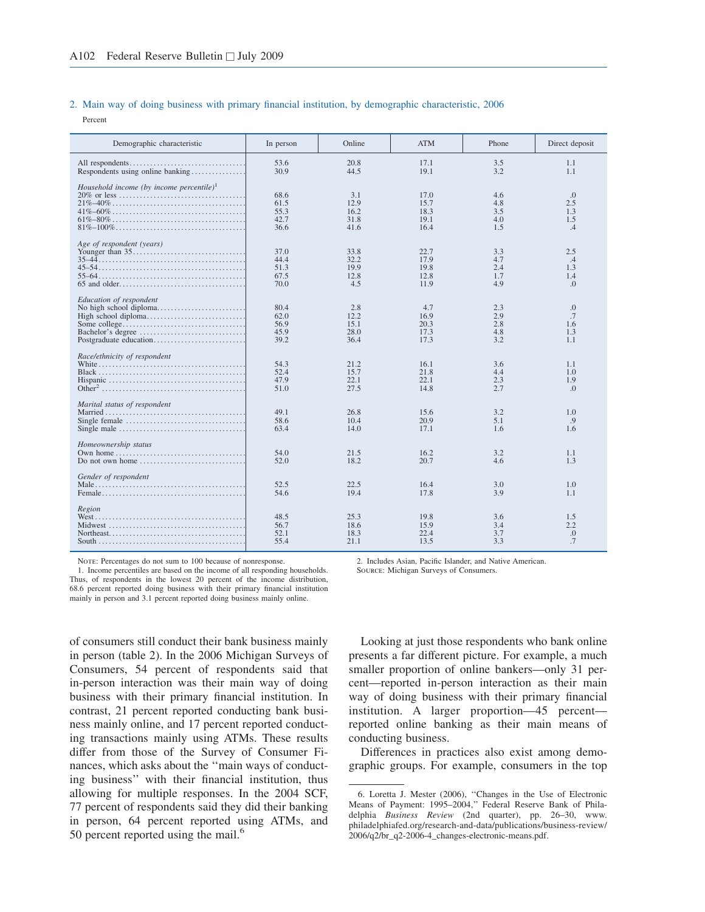2. Main way of doing business with primary financial institution, by demographic characteristic, 2006

Percent

| Demographic characteristic | In person | Online | ATM | Phone | Direct deposit |
|---|---|---|---|---|---|
| All respondents | 53.6 | 20.8 | 17.1 | 3.5 | 1.1 |
| Respondents using online banking | 30.9 | 44.5 | 19.1 | 3.2 | 1.1 |
| *Household income (by income percentile)*[1] | | | | | |
| 20% or less | 68.6 | 3.1 | 17.0 | 4.6 | .0 |
| 21%–40% | 61.5 | 12.9 | 15.7 | 4.8 | 2.5 |
| 41%–60% | 55.3 | 16.2 | 18.3 | 3.5 | 1.3 |
| 61%–80% | 42.7 | 31.8 | 19.1 | 4.0 | 1.5 |
| 81%–100% | 36.6 | 41.6 | 16.4 | 1.5 | .4 |
| *Age of respondent (years)* | | | | | |
| Younger than 35 | 37.0 | 33.8 | 22.7 | 3.3 | 2.5 |
| 35–44 | 44.4 | 32.2 | 17.9 | 4.7 | .4 |
| 45–54 | 51.3 | 19.9 | 19.8 | 2.4 | 1.3 |
| 55–64 | 67.5 | 12.8 | 12.8 | 1.7 | 1.4 |
| 65 and older | 70.0 | 4.5 | 11.9 | 4.9 | .0 |
| *Education of respondent* | | | | | |
| No high school diploma | 80.4 | 2.8 | 4.7 | 2.3 | .0 |
| High school diploma | 62.0 | 12.2 | 16.9 | 2.9 | .7 |
| Some college | 56.9 | 15.1 | 20.3 | 2.8 | 1.6 |
| Bachelor's degree | 45.9 | 28.0 | 17.3 | 4.8 | 1.3 |
| Postgraduate education | 39.2 | 36.4 | 17.3 | 3.2 | 1.1 |
| *Race/ethnicity of respondent* | | | | | |
| White | 54.3 | 21.2 | 16.1 | 3.6 | 1.1 |
| Black | 52.4 | 15.7 | 21.8 | 4.4 | 1.0 |
| Hispanic | 47.9 | 22.1 | 22.1 | 2.3 | 1.9 |
| Other[2] | 51.0 | 27.5 | 14.8 | 2.7 | .0 |
| *Marital status of respondent* | | | | | |
| Married | 49.1 | 26.8 | 15.6 | 3.2 | 1.0 |
| Single female | 58.6 | 10.4 | 20.9 | 5.1 | .9 |
| Single male | 63.4 | 14.0 | 17.1 | 1.6 | 1.6 |
| *Homeownership status* | | | | | |
| Own home | 54.0 | 21.5 | 16.2 | 3.2 | 1.1 |
| Do not own home | 52.0 | 18.2 | 20.7 | 4.6 | 1.3 |
| *Gender of respondent* | | | | | |
| Male | 52.5 | 22.5 | 16.4 | 3.0 | 1.0 |
| Female | 54.6 | 19.4 | 17.8 | 3.9 | 1.1 |
| *Region* | | | | | |
| West | 48.5 | 25.3 | 19.8 | 3.6 | 1.5 |
| Midwest | 56.7 | 18.6 | 15.9 | 3.4 | 2.2 |
| Northeast | 52.1 | 18.3 | 22.4 | 3.7 | .0 |
| South | 55.4 | 21.1 | 13.5 | 3.3 | .7 |

NOTE: Percentages do not sum to 100 because of nonresponse.

1. Income percentiles are based on the income of all responding households. Thus, of respondents in the lowest 20 percent of the income distribution, 68.6 percent reported doing business with their primary financial institution mainly in person and 3.1 percent reported doing business mainly online.

2. Includes Asian, Pacific Islander, and Native American.

SOURCE: Michigan Surveys of Consumers.

of consumers still conduct their bank business mainly in person (table 2). In the 2006 Michigan Surveys of Consumers, 54 percent of respondents said that in-person interaction was their main way of doing business with their primary financial institution. In contrast, 21 percent reported conducting bank business mainly online, and 17 percent reported conducting transactions mainly using ATMs. These results differ from those of the Survey of Consumer Finances, which asks about the "main ways of conducting business" with their financial institution, thus allowing for multiple responses. In the 2004 SCF, 77 percent of respondents said they did their banking in person, 64 percent reported using ATMs, and 50 percent reported using the mail.[6]

Looking at just those respondents who bank online presents a far different picture. For example, a much smaller proportion of online bankers—only 31 percent—reported in-person interaction as their main way of doing business with their primary financial institution. A larger proportion—45 percent—reported online banking as their main means of conducting business.

Differences in practices also exist among demographic groups. For example, consumers in the top

6. Loretta J. Mester (2006), "Changes in the Use of Electronic Means of Payment: 1995–2004," Federal Reserve Bank of Philadelphia *Business Review* (2nd quarter), pp. 26–30, www.philadelphiafed.org/research-and-data/publications/business-review/2006/q2/br_q2-2006-4_changes-electronic-means.pdf.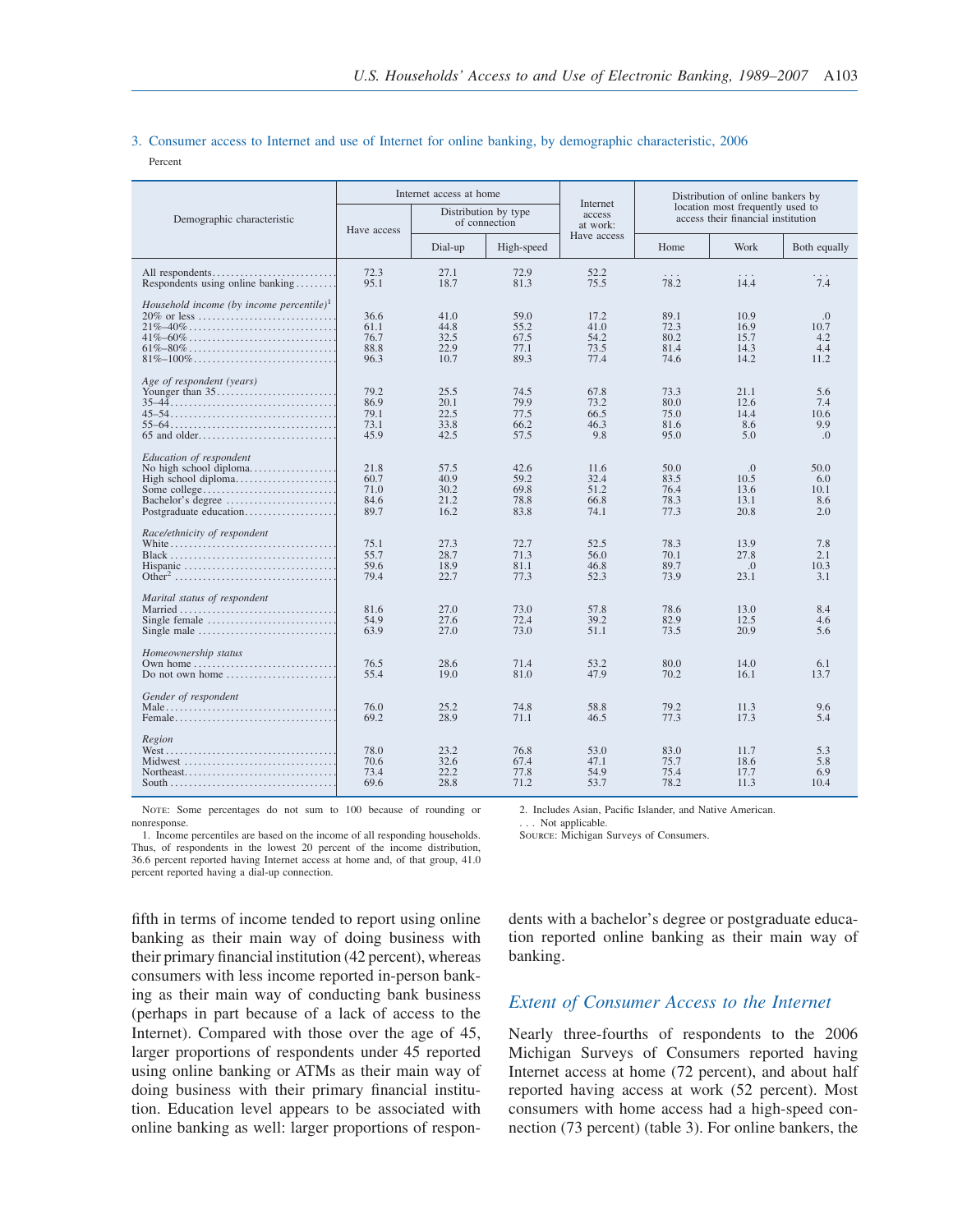3. Consumer access to Internet and use of Internet for online banking, by demographic characteristic, 2006

Percent

| Demographic characteristic | Internet access at home | | | Internet access at work: Have access | Distribution of online bankers by location most frequently used to access their financial institution | | |
|---|---|---|---|---|---|---|---|
| | Have access | Distribution by type of connection | | | | | |
| | | Dial-up | High-speed | | Home | Work | Both equally |
| All respondents | 72.3 | 27.1 | 72.9 | 52.2 | . . . | . . . | . . . |
| Respondents using online banking | 95.1 | 18.7 | 81.3 | 75.5 | 78.2 | 14.4 | 7.4 |
| *Household income (by income percentile)*[1] | | | | | | | |
| 20% or less | 36.6 | 41.0 | 59.0 | 17.2 | 89.1 | 10.9 | .0 |
| 21%–40% | 61.1 | 44.8 | 55.2 | 41.0 | 72.3 | 16.9 | 10.7 |
| 41%–60% | 76.7 | 32.5 | 67.5 | 54.2 | 80.2 | 15.7 | 4.2 |
| 61%–80% | 88.8 | 22.9 | 77.1 | 73.5 | 81.4 | 14.3 | 4.4 |
| 81%–100% | 96.3 | 10.7 | 89.3 | 77.4 | 74.6 | 14.2 | 11.2 |
| *Age of respondent (years)* | | | | | | | |
| Younger than 35 | 79.2 | 25.5 | 74.5 | 67.8 | 73.3 | 21.1 | 5.6 |
| 35–44 | 86.9 | 20.1 | 79.9 | 73.2 | 80.0 | 12.6 | 7.4 |
| 45–54 | 79.1 | 22.5 | 77.5 | 66.5 | 75.0 | 14.4 | 10.6 |
| 55–64 | 73.1 | 33.8 | 66.2 | 46.3 | 81.6 | 8.6 | 9.9 |
| 65 and older | 45.9 | 42.5 | 57.5 | 9.8 | 95.0 | 5.0 | .0 |
| *Education of respondent* | | | | | | | |
| No high school diploma | 21.8 | 57.5 | 42.6 | 11.6 | 50.0 | .0 | 50.0 |
| High school diploma | 60.7 | 40.9 | 59.2 | 32.4 | 83.5 | 10.5 | 6.0 |
| Some college | 71.0 | 30.2 | 69.8 | 51.2 | 76.4 | 13.6 | 10.1 |
| Bachelor's degree | 84.6 | 21.2 | 78.8 | 66.8 | 78.3 | 13.1 | 8.6 |
| Postgraduate education | 89.7 | 16.2 | 83.8 | 74.1 | 77.3 | 20.8 | 2.0 |
| *Race/ethnicity of respondent* | | | | | | | |
| White | 75.1 | 27.3 | 72.7 | 52.5 | 78.3 | 13.9 | 7.8 |
| Black | 55.7 | 28.7 | 71.3 | 56.0 | 70.1 | 27.8 | 2.1 |
| Hispanic | 59.6 | 18.9 | 81.1 | 46.8 | 89.7 | .0 | 10.3 |
| Other[2] | 79.4 | 22.7 | 77.3 | 52.3 | 73.9 | 23.1 | 3.1 |
| *Marital status of respondent* | | | | | | | |
| Married | 81.6 | 27.0 | 73.0 | 57.8 | 78.6 | 13.0 | 8.4 |
| Single female | 54.9 | 27.6 | 72.4 | 39.2 | 82.9 | 12.5 | 4.6 |
| Single male | 63.9 | 27.0 | 73.0 | 51.1 | 73.5 | 20.9 | 5.6 |
| *Homeownership status* | | | | | | | |
| Own home | 76.5 | 28.6 | 71.4 | 53.2 | 80.0 | 14.0 | 6.1 |
| Do not own home | 55.4 | 19.0 | 81.0 | 47.9 | 70.2 | 16.1 | 13.7 |
| *Gender of respondent* | | | | | | | |
| Male | 76.0 | 25.2 | 74.8 | 58.8 | 79.2 | 11.3 | 9.6 |
| Female | 69.2 | 28.9 | 71.1 | 46.5 | 77.3 | 17.3 | 5.4 |
| *Region* | | | | | | | |
| West | 78.0 | 23.2 | 76.8 | 53.0 | 83.0 | 11.7 | 5.3 |
| Midwest | 70.6 | 32.6 | 67.4 | 47.1 | 75.7 | 18.6 | 5.8 |
| Northeast | 73.4 | 22.2 | 77.8 | 54.9 | 75.4 | 17.7 | 6.9 |
| South | 69.6 | 28.8 | 71.2 | 53.7 | 78.2 | 11.3 | 10.4 |

NOTE: Some percentages do not sum to 100 because of rounding or nonresponse.

1. Income percentiles are based on the income of all responding households. Thus, of respondents in the lowest 20 percent of the income distribution, 36.6 percent reported having Internet access at home and, of that group, 41.0 percent reported having a dial-up connection.

2. Includes Asian, Pacific Islander, and Native American.

. . . Not applicable.

SOURCE: Michigan Surveys of Consumers.

fifth in terms of income tended to report using online banking as their main way of doing business with their primary financial institution (42 percent), whereas consumers with less income reported in-person banking as their main way of conducting bank business (perhaps in part because of a lack of access to the Internet). Compared with those over the age of 45, larger proportions of respondents under 45 reported using online banking or ATMs as their main way of doing business with their primary financial institution. Education level appears to be associated with online banking as well: larger proportions of respondents with a bachelor's degree or postgraduate education reported online banking as their main way of banking.

## *Extent of Consumer Access to the Internet*

Nearly three-fourths of respondents to the 2006 Michigan Surveys of Consumers reported having Internet access at home (72 percent), and about half reported having access at work (52 percent). Most consumers with home access had a high-speed connection (73 percent) (table 3). For online bankers, the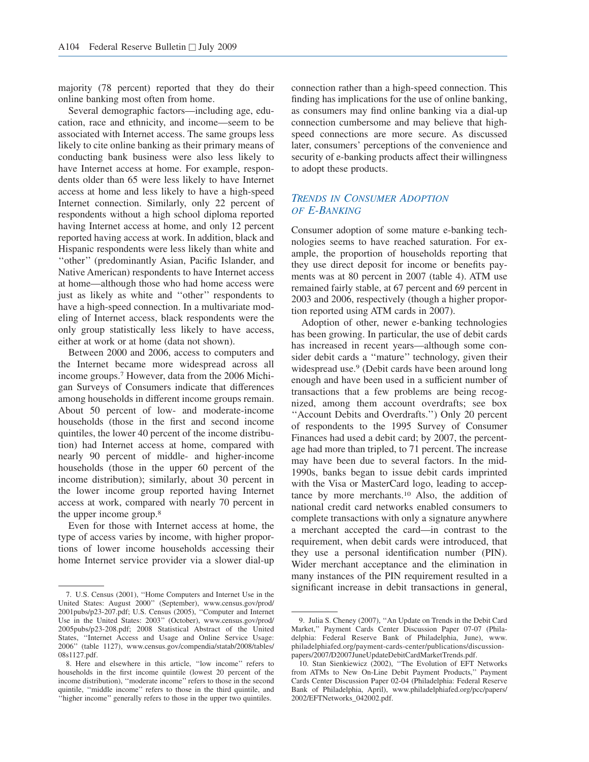majority (78 percent) reported that they do their online banking most often from home.

Several demographic factors—including age, education, race and ethnicity, and income—seem to be associated with Internet access. The same groups less likely to cite online banking as their primary means of conducting bank business were also less likely to have Internet access at home. For example, respondents older than 65 were less likely to have Internet access at home and less likely to have a high-speed Internet connection. Similarly, only 22 percent of respondents without a high school diploma reported having Internet access at home, and only 12 percent reported having access at work. In addition, black and Hispanic respondents were less likely than white and ''other'' (predominantly Asian, Pacific Islander, and Native American) respondents to have Internet access at home—although those who had home access were just as likely as white and ''other'' respondents to have a high-speed connection. In a multivariate modeling of Internet access, black respondents were the only group statistically less likely to have access, either at work or at home (data not shown).

Between 2000 and 2006, access to computers and the Internet became more widespread across all income groups.[7] However, data from the 2006 Michigan Surveys of Consumers indicate that differences among households in different income groups remain. About 50 percent of low- and moderate-income households (those in the first and second income quintiles, the lower 40 percent of the income distribution) had Internet access at home, compared with nearly 90 percent of middle- and higher-income households (those in the upper 60 percent of the income distribution); similarly, about 30 percent in the lower income group reported having Internet access at work, compared with nearly 70 percent in the upper income group.[8]

Even for those with Internet access at home, the type of access varies by income, with higher proportions of lower income households accessing their home Internet service provider via a slower dial-up connection rather than a high-speed connection. This finding has implications for the use of online banking, as consumers may find online banking via a dial-up connection cumbersome and may believe that high-speed connections are more secure. As discussed later, consumers' perceptions of the convenience and security of e-banking products affect their willingness to adopt these products.

### *Trends in Consumer Adoption of E-Banking*

Consumer adoption of some mature e-banking technologies seems to have reached saturation. For example, the proportion of households reporting that they use direct deposit for income or benefits payments was at 80 percent in 2007 (table 4). ATM use remained fairly stable, at 67 percent and 69 percent in 2003 and 2006, respectively (though a higher proportion reported using ATM cards in 2007).

Adoption of other, newer e-banking technologies has been growing. In particular, the use of debit cards has increased in recent years—although some consider debit cards a ''mature'' technology, given their widespread use.[9] (Debit cards have been around long enough and have been used in a sufficient number of transactions that a few problems are being recognized, among them account overdrafts; see box ''Account Debits and Overdrafts.'') Only 20 percent of respondents to the 1995 Survey of Consumer Finances had used a debit card; by 2007, the percentage had more than tripled, to 71 percent. The increase may have been due to several factors. In the mid-1990s, banks began to issue debit cards imprinted with the Visa or MasterCard logo, leading to acceptance by more merchants.[10] Also, the addition of national credit card networks enabled consumers to complete transactions with only a signature anywhere a merchant accepted the card—in contrast to the requirement, when debit cards were introduced, that they use a personal identification number (PIN). Wider merchant acceptance and the elimination in many instances of the PIN requirement resulted in a significant increase in debit transactions in general,

---

7. U.S. Census (2001), ''Home Computers and Internet Use in the United States: August 2000'' (September), www.census.gov/prod/2001pubs/p23-207.pdf; U.S. Census (2005), ''Computer and Internet Use in the United States: 2003'' (October), www.census.gov/prod/2005pubs/p23-208.pdf; 2008 Statistical Abstract of the United States, ''Internet Access and Usage and Online Service Usage: 2006'' (table 1127), www.census.gov/compendia/statab/2008/tables/08s1127.pdf.

8. Here and elsewhere in this article, ''low income'' refers to households in the first income quintile (lowest 20 percent of the income distribution), ''moderate income'' refers to those in the second quintile, ''middle income'' refers to those in the third quintile, and ''higher income'' generally refers to those in the upper two quintiles.

9. Julia S. Cheney (2007), ''An Update on Trends in the Debit Card Market,'' Payment Cards Center Discussion Paper 07-07 (Philadelphia: Federal Reserve Bank of Philadelphia, June), www.philadelphiafed.org/payment-cards-center/publications/discussion-papers/2007/D2007JuneUpdateDebitCardMarketTrends.pdf.

10. Stan Sienkiewicz (2002), ''The Evolution of EFT Networks from ATMs to New On-Line Debit Payment Products,'' Payment Cards Center Discussion Paper 02-04 (Philadelphia: Federal Reserve Bank of Philadelphia, April), www.philadelphiafed.org/pcc/papers/2002/EFTNetworks_042002.pdf.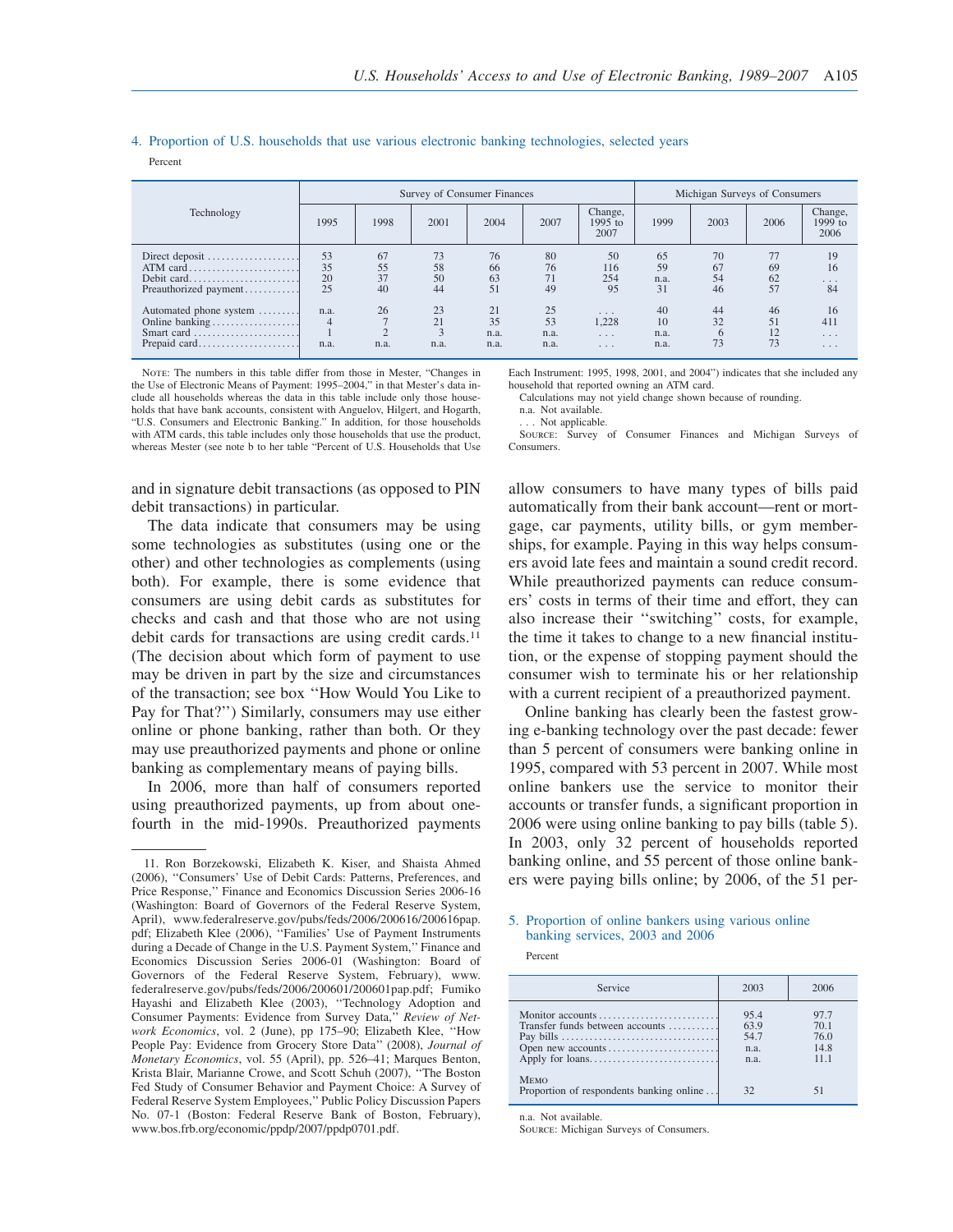4. Proportion of U.S. households that use various electronic banking technologies, selected years

Percent

| Technology | Survey of Consumer Finances | | | | | | Michigan Surveys of Consumers | | | |
|---|---|---|---|---|---|---|---|---|---|---|
| | 1995 | 1998 | 2001 | 2004 | 2007 | Change, 1995 to 2007 | 1999 | 2003 | 2006 | Change, 1999 to 2006 |
| Direct deposit | 53 | 67 | 73 | 76 | 80 | 50 | 65 | 70 | 77 | 19 |
| ATM card | 35 | 55 | 58 | 66 | 76 | 116 | 59 | 67 | 69 | 16 |
| Debit card | 20 | 37 | 50 | 63 | 71 | 254 | n.a. | 54 | 62 | . . . |
| Preauthorized payment | 25 | 40 | 44 | 51 | 49 | 95 | 31 | 46 | 57 | 84 |
| Automated phone system | n.a. | 26 | 23 | 21 | 25 | . . . | 40 | 44 | 46 | 16 |
| Online banking | 4 | 7 | 21 | 35 | 53 | 1,228 | 10 | 32 | 51 | 411 |
| Smart card | 1 | 2 | 3 | n.a. | n.a. | . . . | n.a. | 6 | 12 | . . . |
| Prepaid card | n.a. | n.a. | n.a. | n.a. | n.a. | . . . | n.a. | 73 | 73 | . . . |

NOTE: The numbers in this table differ from those in Mester, "Changes in the Use of Electronic Means of Payment: 1995–2004," in that Mester's data include all households whereas the data in this table include only those households that have bank accounts, consistent with Anguelov, Hilgert, and Hogarth, "U.S. Consumers and Electronic Banking." In addition, for those households with ATM cards, this table includes only those households that use the product, whereas Mester (see note b to her table "Percent of U.S. Households that Use Each Instrument: 1995, 1998, 2001, and 2004") indicates that she included any household that reported owning an ATM card.

Calculations may not yield change shown because of rounding.

n.a. Not available.

. . . Not applicable.

SOURCE: Survey of Consumer Finances and Michigan Surveys of Consumers.

and in signature debit transactions (as opposed to PIN debit transactions) in particular.

The data indicate that consumers may be using some technologies as substitutes (using one or the other) and other technologies as complements (using both). For example, there is some evidence that consumers are using debit cards as substitutes for checks and cash and that those who are not using debit cards for transactions are using credit cards.[11] (The decision about which form of payment to use may be driven in part by the size and circumstances of the transaction; see box "How Would You Like to Pay for That?") Similarly, consumers may use either online or phone banking, rather than both. Or they may use preauthorized payments and phone or online banking as complementary means of paying bills.

In 2006, more than half of consumers reported using preauthorized payments, up from about one-fourth in the mid-1990s. Preauthorized payments allow consumers to have many types of bills paid automatically from their bank account—rent or mortgage, car payments, utility bills, or gym memberships, for example. Paying in this way helps consumers avoid late fees and maintain a sound credit record. While preauthorized payments can reduce consumers' costs in terms of their time and effort, they can also increase their "switching" costs, for example, the time it takes to change to a new financial institution, or the expense of stopping payment should the consumer wish to terminate his or her relationship with a current recipient of a preauthorized payment.

Online banking has clearly been the fastest growing e-banking technology over the past decade: fewer than 5 percent of consumers were banking online in 1995, compared with 53 percent in 2007. While most online bankers use the service to monitor their accounts or transfer funds, a significant proportion in 2006 were using online banking to pay bills (table 5). In 2003, only 32 percent of households reported banking online, and 55 percent of those online bankers were paying bills online; by 2006, of the 51 per-

5. Proportion of online bankers using various online banking services, 2003 and 2006

Percent

| Service | 2003 | 2006 |
|---|---|---|
| Monitor accounts | 95.4 | 97.7 |
| Transfer funds between accounts | 63.9 | 70.1 |
| Pay bills | 54.7 | 76.0 |
| Open new accounts | n.a. | 14.8 |
| Apply for loans | n.a. | 11.1 |
| MEMO | | |
| Proportion of respondents banking online | 32 | 51 |

n.a. Not available.

SOURCE: Michigan Surveys of Consumers.

11. Ron Borzekowski, Elizabeth K. Kiser, and Shaista Ahmed (2006), "Consumers' Use of Debit Cards: Patterns, Preferences, and Price Response," Finance and Economics Discussion Series 2006-16 (Washington: Board of Governors of the Federal Reserve System, April), www.federalreserve.gov/pubs/feds/2006/200616/200616pap.pdf; Elizabeth Klee (2006), "Families' Use of Payment Instruments during a Decade of Change in the U.S. Payment System," Finance and Economics Discussion Series 2006-01 (Washington: Board of Governors of the Federal Reserve System, February), www.federalreserve.gov/pubs/feds/2006/200601/200601pap.pdf; Fumiko Hayashi and Elizabeth Klee (2003), "Technology Adoption and Consumer Payments: Evidence from Survey Data," *Review of Network Economics*, vol. 2 (June), pp 175–90; Elizabeth Klee, "How People Pay: Evidence from Grocery Store Data" (2008), *Journal of Monetary Economics*, vol. 55 (April), pp. 526–41; Marques Benton, Krista Blair, Marianne Crowe, and Scott Schuh (2007), "The Boston Fed Study of Consumer Behavior and Payment Choice: A Survey of Federal Reserve System Employees," Public Policy Discussion Papers No. 07-1 (Boston: Federal Reserve Bank of Boston, February), www.bos.frb.org/economic/ppdp/2007/ppdp0701.pdf.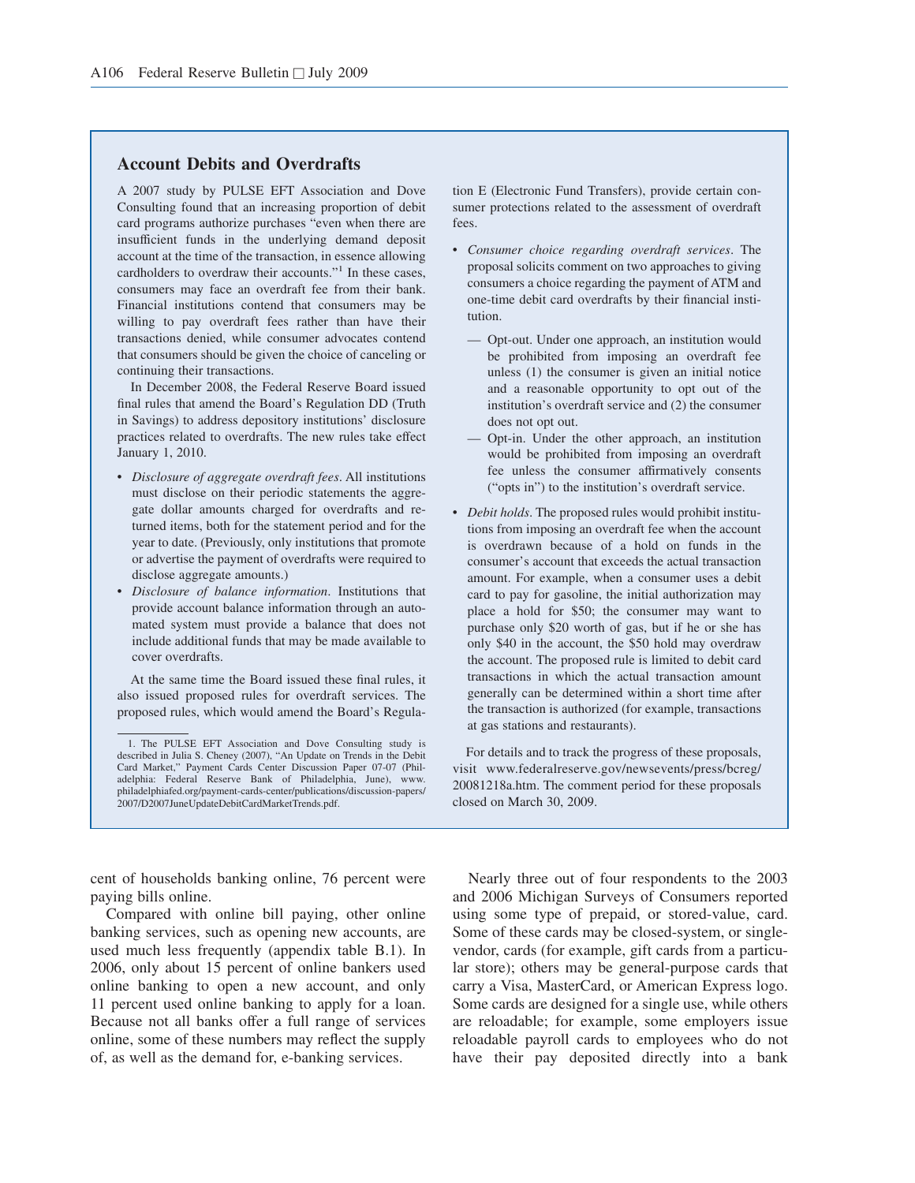## Account Debits and Overdrafts

A 2007 study by PULSE EFT Association and Dove Consulting found that an increasing proportion of debit card programs authorize purchases "even when there are insufficient funds in the underlying demand deposit account at the time of the transaction, in essence allowing cardholders to overdraw their accounts."[1] In these cases, consumers may face an overdraft fee from their bank. Financial institutions contend that consumers may be willing to pay overdraft fees rather than have their transactions denied, while consumer advocates contend that consumers should be given the choice of canceling or continuing their transactions.

In December 2008, the Federal Reserve Board issued final rules that amend the Board's Regulation DD (Truth in Savings) to address depository institutions' disclosure practices related to overdrafts. The new rules take effect January 1, 2010.

- *Disclosure of aggregate overdraft fees*. All institutions must disclose on their periodic statements the aggregate dollar amounts charged for overdrafts and returned items, both for the statement period and for the year to date. (Previously, only institutions that promote or advertise the payment of overdrafts were required to disclose aggregate amounts.)
- *Disclosure of balance information*. Institutions that provide account balance information through an automated system must provide a balance that does not include additional funds that may be made available to cover overdrafts.

At the same time the Board issued these final rules, it also issued proposed rules for overdraft services. The proposed rules, which would amend the Board's Regulation E (Electronic Fund Transfers), provide certain consumer protections related to the assessment of overdraft fees.

- *Consumer choice regarding overdraft services*. The proposal solicits comment on two approaches to giving consumers a choice regarding the payment of ATM and one-time debit card overdrafts by their financial institution.
  - Opt-out. Under one approach, an institution would be prohibited from imposing an overdraft fee unless (1) the consumer is given an initial notice and a reasonable opportunity to opt out of the institution's overdraft service and (2) the consumer does not opt out.
  - Opt-in. Under the other approach, an institution would be prohibited from imposing an overdraft fee unless the consumer affirmatively consents ("opts in") to the institution's overdraft service.
- *Debit holds*. The proposed rules would prohibit institutions from imposing an overdraft fee when the account is overdrawn because of a hold on funds in the consumer's account that exceeds the actual transaction amount. For example, when a consumer uses a debit card to pay for gasoline, the initial authorization may place a hold for $50; the consumer may want to purchase only $20 worth of gas, but if he or she has only $40 in the account, the $50 hold may overdraw the account. The proposed rule is limited to debit card transactions in which the actual transaction amount generally can be determined within a short time after the transaction is authorized (for example, transactions at gas stations and restaurants).

For details and to track the progress of these proposals, visit www.federalreserve.gov/newsevents/press/bcreg/20081218a.htm. The comment period for these proposals closed on March 30, 2009.

1. The PULSE EFT Association and Dove Consulting study is described in Julia S. Cheney (2007), "An Update on Trends in the Debit Card Market," Payment Cards Center Discussion Paper 07-07 (Philadelphia: Federal Reserve Bank of Philadelphia, June), www.philadelphiafed.org/payment-cards-center/publications/discussion-papers/2007/D2007JuneUpdateDebitCardMarketTrends.pdf.

cent of households banking online, 76 percent were paying bills online.

Compared with online bill paying, other online banking services, such as opening new accounts, are used much less frequently (appendix table B.1). In 2006, only about 15 percent of online bankers used online banking to open a new account, and only 11 percent used online banking to apply for a loan. Because not all banks offer a full range of services online, some of these numbers may reflect the supply of, as well as the demand for, e-banking services.

Nearly three out of four respondents to the 2003 and 2006 Michigan Surveys of Consumers reported using some type of prepaid, or stored-value, card. Some of these cards may be closed-system, or single-vendor, cards (for example, gift cards from a particular store); others may be general-purpose cards that carry a Visa, MasterCard, or American Express logo. Some cards are designed for a single use, while others are reloadable; for example, some employers issue reloadable payroll cards to employees who do not have their pay deposited directly into a bank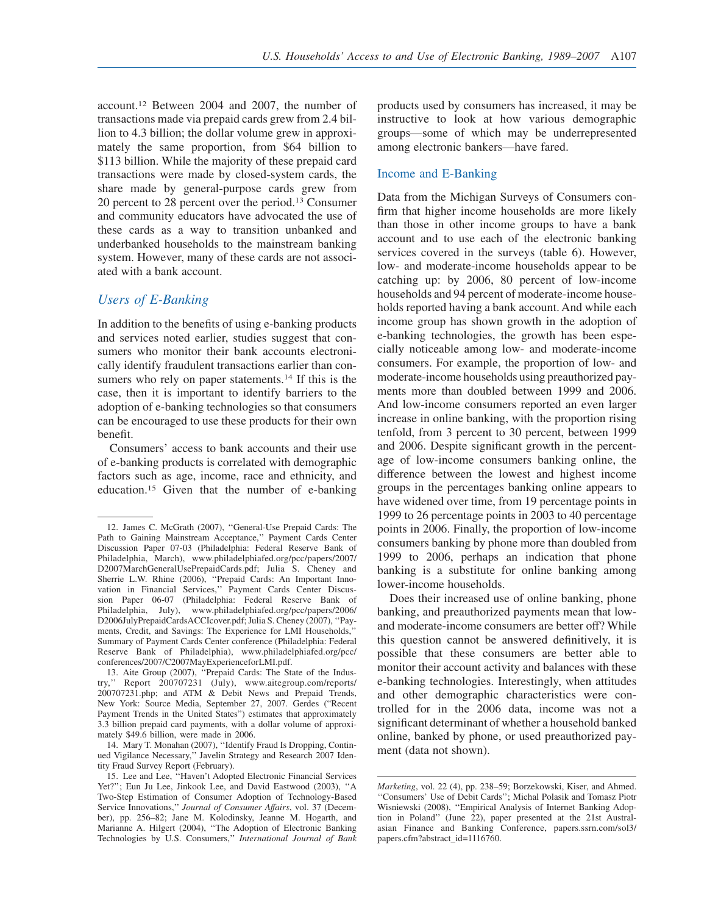account.[12] Between 2004 and 2007, the number of transactions made via prepaid cards grew from 2.4 billion to 4.3 billion; the dollar volume grew in approximately the same proportion, from $64 billion to $113 billion. While the majority of these prepaid card transactions were made by closed-system cards, the share made by general-purpose cards grew from 20 percent to 28 percent over the period.[13] Consumer and community educators have advocated the use of these cards as a way to transition unbanked and underbanked households to the mainstream banking system. However, many of these cards are not associated with a bank account.

## *Users of E-Banking*

In addition to the benefits of using e-banking products and services noted earlier, studies suggest that consumers who monitor their bank accounts electronically identify fraudulent transactions earlier than consumers who rely on paper statements.[14] If this is the case, then it is important to identify barriers to the adoption of e-banking technologies so that consumers can be encouraged to use these products for their own benefit.

Consumers' access to bank accounts and their use of e-banking products is correlated with demographic factors such as age, income, race and ethnicity, and education.[15] Given that the number of e-banking products used by consumers has increased, it may be instructive to look at how various demographic groups—some of which may be underrepresented among electronic bankers—have fared.

### Income and E-Banking

Data from the Michigan Surveys of Consumers confirm that higher income households are more likely than those in other income groups to have a bank account and to use each of the electronic banking services covered in the surveys (table 6). However, low- and moderate-income households appear to be catching up: by 2006, 80 percent of low-income households and 94 percent of moderate-income households reported having a bank account. And while each income group has shown growth in the adoption of e-banking technologies, the growth has been especially noticeable among low- and moderate-income consumers. For example, the proportion of low- and moderate-income households using preauthorized payments more than doubled between 1999 and 2006. And low-income consumers reported an even larger increase in online banking, with the proportion rising tenfold, from 3 percent to 30 percent, between 1999 and 2006. Despite significant growth in the percentage of low-income consumers banking online, the difference between the lowest and highest income groups in the percentages banking online appears to have widened over time, from 19 percentage points in 1999 to 26 percentage points in 2003 to 40 percentage points in 2006. Finally, the proportion of low-income consumers banking by phone more than doubled from 1999 to 2006, perhaps an indication that phone banking is a substitute for online banking among lower-income households.

Does their increased use of online banking, phone banking, and preauthorized payments mean that low- and moderate-income consumers are better off? While this question cannot be answered definitively, it is possible that these consumers are better able to monitor their account activity and balances with these e-banking technologies. Interestingly, when attitudes and other demographic characteristics were controlled for in the 2006 data, income was not a significant determinant of whether a household banked online, banked by phone, or used preauthorized payment (data not shown).

---

12. James C. McGrath (2007), ''General-Use Prepaid Cards: The Path to Gaining Mainstream Acceptance,'' Payment Cards Center Discussion Paper 07-03 (Philadelphia: Federal Reserve Bank of Philadelphia, March), www.philadelphiafed.org/pcc/papers/2007/D2007MarchGeneralUsePrepaidCards.pdf; Julia S. Cheney and Sherrie L.W. Rhine (2006), ''Prepaid Cards: An Important Innovation in Financial Services,'' Payment Cards Center Discussion Paper 06-07 (Philadelphia: Federal Reserve Bank of Philadelphia, July), www.philadelphiafed.org/pcc/papers/2006/D2006JulyPrepaidCardsACCIcover.pdf; Julia S. Cheney (2007), ''Payments, Credit, and Savings: The Experience for LMI Households,'' Summary of Payment Cards Center conference (Philadelphia: Federal Reserve Bank of Philadelphia), www.philadelphiafed.org/pcc/conferences/2007/C2007MayExperienceforLMI.pdf.

13. Aite Group (2007), ''Prepaid Cards: The State of the Industry,'' Report 200707231 (July), www.aitegroup.com/reports/200707231.php; and ATM & Debit News and Prepaid Trends, New York: Source Media, September 27, 2007. Gerdes (''Recent Payment Trends in the United States'') estimates that approximately 3.3 billion prepaid card payments, with a dollar volume of approximately $49.6 billion, were made in 2006.

14. Mary T. Monahan (2007), ''Identify Fraud Is Dropping, Continued Vigilance Necessary,'' Javelin Strategy and Research 2007 Identity Fraud Survey Report (February).

15. Lee and Lee, ''Haven't Adopted Electronic Financial Services Yet?''; Eun Ju Lee, Jinkook Lee, and David Eastwood (2003), ''A Two-Step Estimation of Consumer Adoption of Technology-Based Service Innovations,'' *Journal of Consumer Affairs*, vol. 37 (December), pp. 256–82; Jane M. Kolodinsky, Jeanne M. Hogarth, and Marianne A. Hilgert (2004), ''The Adoption of Electronic Banking Technologies by U.S. Consumers,'' *International Journal of Bank Marketing*, vol. 22 (4), pp. 238–59; Borzekowski, Kiser, and Ahmed. ''Consumers' Use of Debit Cards''; Michal Polasik and Tomasz Piotr Wisniewski (2008), ''Empirical Analysis of Internet Banking Adoption in Poland'' (June 22), paper presented at the 21st Australasian Finance and Banking Conference, papers.ssrn.com/sol3/papers.cfm?abstract_id=1116760.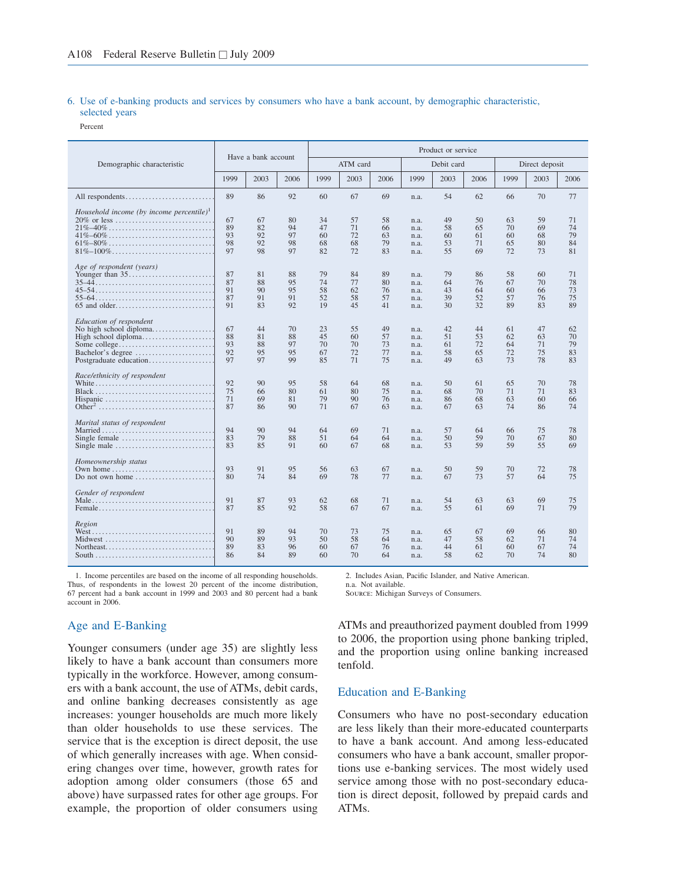### 6. Use of e-banking products and services by consumers who have a bank account, by demographic characteristic, selected years

Percent

| Demographic characteristic | Have a bank account | | | Product or service | | | | | | | | |
|---|---|---|---|---|---|---|---|---|---|---|---|---|
| | | | | ATM card | | | Debit card | | | Direct deposit | | |
| | 1999 | 2003 | 2006 | 1999 | 2003 | 2006 | 1999 | 2003 | 2006 | 1999 | 2003 | 2006 |
| All respondents | 89 | 86 | 92 | 60 | 67 | 69 | n.a. | 54 | 62 | 66 | 70 | 77 |
| *Household income (by income percentile)*[1] | | | | | | | | | | | | |
| 20% or less | 67 | 67 | 80 | 34 | 57 | 58 | n.a. | 49 | 50 | 63 | 59 | 71 |
| 21%–40% | 89 | 82 | 94 | 47 | 71 | 66 | n.a. | 58 | 65 | 70 | 69 | 74 |
| 41%–60% | 93 | 92 | 97 | 60 | 72 | 63 | n.a. | 60 | 61 | 60 | 68 | 79 |
| 61%–80% | 98 | 92 | 98 | 68 | 68 | 79 | n.a. | 53 | 71 | 65 | 80 | 84 |
| 81%–100% | 97 | 98 | 97 | 82 | 72 | 83 | n.a. | 55 | 69 | 72 | 73 | 81 |
| *Age of respondent (years)* | | | | | | | | | | | | |
| Younger than 35 | 87 | 81 | 88 | 79 | 84 | 89 | n.a. | 79 | 86 | 58 | 60 | 71 |
| 35–44 | 87 | 88 | 95 | 74 | 77 | 80 | n.a. | 64 | 76 | 67 | 70 | 78 |
| 45–54 | 91 | 90 | 95 | 58 | 62 | 76 | n.a. | 43 | 64 | 60 | 66 | 73 |
| 55–64 | 87 | 91 | 91 | 52 | 58 | 57 | n.a. | 39 | 52 | 57 | 76 | 75 |
| 65 and older | 91 | 83 | 92 | 19 | 45 | 41 | n.a. | 30 | 32 | 89 | 83 | 89 |
| *Education of respondent* | | | | | | | | | | | | |
| No high school diploma | 67 | 44 | 70 | 23 | 55 | 49 | n.a. | 42 | 44 | 61 | 47 | 62 |
| High school diploma | 88 | 81 | 88 | 45 | 60 | 57 | n.a. | 51 | 53 | 62 | 63 | 70 |
| Some college | 93 | 88 | 97 | 70 | 70 | 73 | n.a. | 61 | 72 | 64 | 71 | 79 |
| Bachelor's degree | 92 | 95 | 95 | 67 | 72 | 77 | n.a. | 58 | 65 | 72 | 75 | 83 |
| Postgraduate education | 97 | 97 | 99 | 85 | 71 | 75 | n.a. | 49 | 63 | 73 | 78 | 83 |
| *Race/ethnicity of respondent* | | | | | | | | | | | | |
| White | 92 | 90 | 95 | 58 | 64 | 68 | n.a. | 50 | 61 | 65 | 70 | 78 |
| Black | 75 | 66 | 80 | 61 | 80 | 75 | n.a. | 68 | 70 | 71 | 71 | 83 |
| Hispanic | 71 | 69 | 81 | 79 | 90 | 76 | n.a. | 86 | 68 | 63 | 60 | 66 |
| Other[2] | 87 | 86 | 90 | 71 | 67 | 63 | n.a. | 67 | 63 | 74 | 86 | 74 |
| *Marital status of respondent* | | | | | | | | | | | | |
| Married | 94 | 90 | 94 | 64 | 69 | 71 | n.a. | 57 | 64 | 66 | 75 | 78 |
| Single female | 83 | 79 | 88 | 51 | 64 | 64 | n.a. | 50 | 59 | 70 | 67 | 80 |
| Single male | 83 | 85 | 91 | 60 | 67 | 68 | n.a. | 53 | 59 | 59 | 55 | 69 |
| *Homeownership status* | | | | | | | | | | | | |
| Own home | 93 | 91 | 95 | 56 | 63 | 67 | n.a. | 50 | 59 | 70 | 72 | 78 |
| Do not own home | 80 | 74 | 84 | 69 | 78 | 77 | n.a. | 67 | 73 | 57 | 64 | 75 |
| *Gender of respondent* | | | | | | | | | | | | |
| Male | 91 | 87 | 93 | 62 | 68 | 71 | n.a. | 54 | 63 | 63 | 69 | 75 |
| Female | 87 | 85 | 92 | 58 | 67 | 67 | n.a. | 55 | 61 | 69 | 71 | 79 |
| *Region* | | | | | | | | | | | | |
| West | 91 | 89 | 94 | 70 | 73 | 75 | n.a. | 65 | 67 | 69 | 66 | 80 |
| Midwest | 90 | 89 | 93 | 50 | 58 | 64 | n.a. | 47 | 58 | 62 | 71 | 74 |
| Northeast | 89 | 83 | 96 | 60 | 67 | 76 | n.a. | 44 | 61 | 60 | 67 | 74 |
| South | 86 | 84 | 89 | 60 | 70 | 64 | n.a. | 58 | 62 | 70 | 74 | 80 |

1. Income percentiles are based on the income of all responding households. Thus, of respondents in the lowest 20 percent of the income distribution, 67 percent had a bank account in 1999 and 2003 and 80 percent had a bank account in 2006.

2. Includes Asian, Pacific Islander, and Native American.

n.a. Not available.

SOURCE: Michigan Surveys of Consumers.

## Age and E-Banking

Younger consumers (under age 35) are slightly less likely to have a bank account than consumers more typically in the workforce. However, among consumers with a bank account, the use of ATMs, debit cards, and online banking decreases consistently as age increases: younger households are much more likely than older households to use these services. The service that is the exception is direct deposit, the use of which generally increases with age. When considering changes over time, however, growth rates for adoption among older consumers (those 65 and above) have surpassed rates for other age groups. For example, the proportion of older consumers using ATMs and preauthorized payment doubled from 1999 to 2006, the proportion using phone banking tripled, and the proportion using online banking increased tenfold.

## Education and E-Banking

Consumers who have no post-secondary education are less likely than their more-educated counterparts to have a bank account. And among less-educated consumers who have a bank account, smaller proportions use e-banking services. The most widely used service among those with no post-secondary education is direct deposit, followed by prepaid cards and ATMs.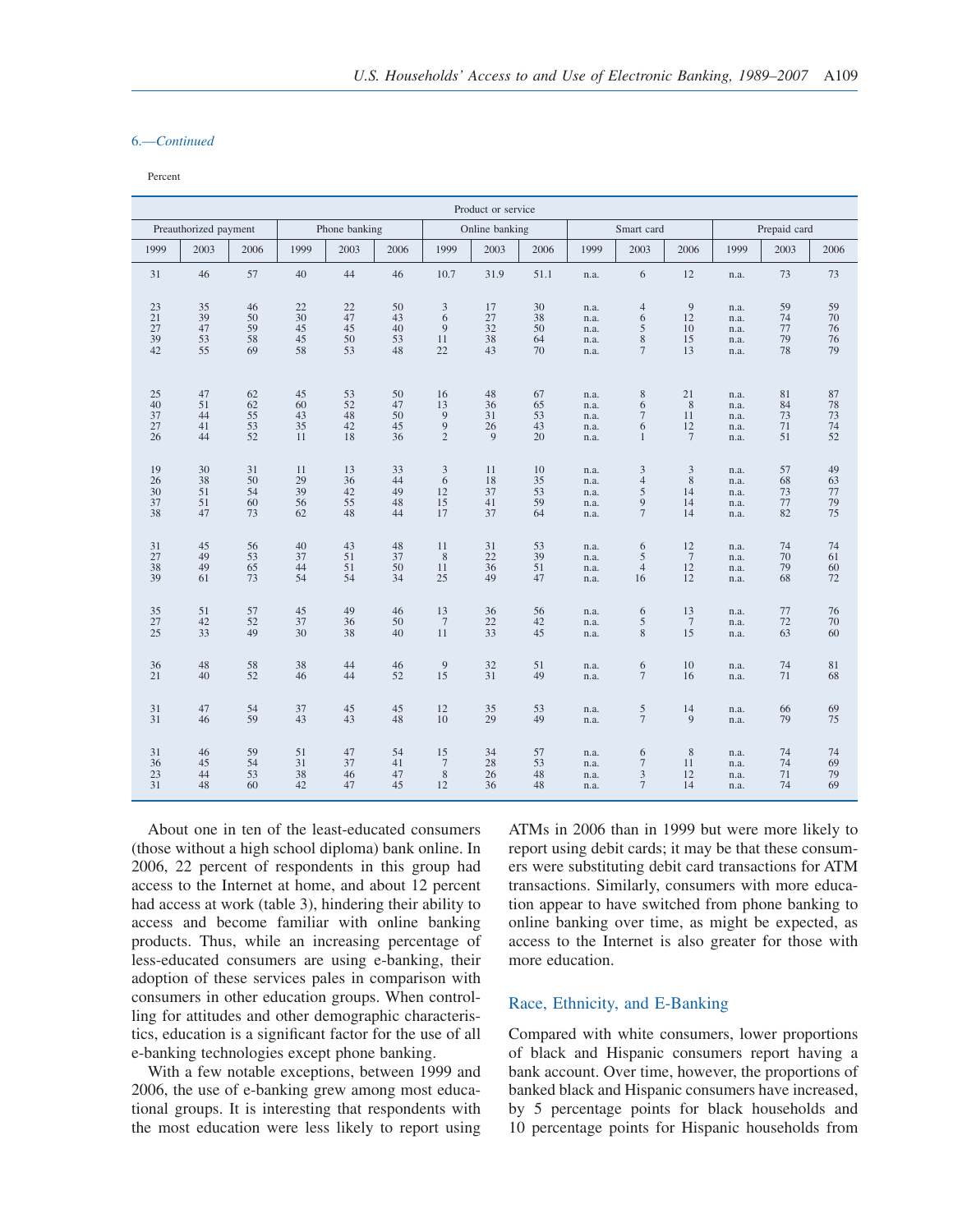6.—*Continued*

Percent

| Product or service | | | | | | | | | | | | | | |
|---|---|---|---|---|---|---|---|---|---|---|---|---|---|---|
| Preauthorized payment | | | Phone banking | | | Online banking | | | Smart card | | | Prepaid card | | |
| 1999 | 2003 | 2006 | 1999 | 2003 | 2006 | 1999 | 2003 | 2006 | 1999 | 2003 | 2006 | 1999 | 2003 | 2006 |
| 31 | 46 | 57 | 40 | 44 | 46 | 10.7 | 31.9 | 51.1 | n.a. | 6 | 12 | n.a. | 73 | 73 |
| 23 | 35 | 46 | 22 | 22 | 50 | 3 | 17 | 30 | n.a. | 4 | 9 | n.a. | 59 | 59 |
| 21 | 39 | 50 | 30 | 47 | 43 | 6 | 27 | 38 | n.a. | 6 | 12 | n.a. | 74 | 70 |
| 27 | 47 | 59 | 45 | 45 | 40 | 9 | 32 | 50 | n.a. | 5 | 10 | n.a. | 77 | 76 |
| 39 | 53 | 58 | 45 | 50 | 53 | 11 | 38 | 64 | n.a. | 8 | 15 | n.a. | 79 | 76 |
| 42 | 55 | 69 | 58 | 53 | 48 | 22 | 43 | 70 | n.a. | 7 | 13 | n.a. | 78 | 79 |
| 25 | 47 | 62 | 45 | 53 | 50 | 16 | 48 | 67 | n.a. | 8 | 21 | n.a. | 81 | 87 |
| 40 | 51 | 62 | 60 | 52 | 47 | 13 | 36 | 65 | n.a. | 6 | 8 | n.a. | 84 | 78 |
| 37 | 44 | 55 | 43 | 48 | 50 | 9 | 31 | 53 | n.a. | 7 | 11 | n.a. | 73 | 73 |
| 27 | 41 | 53 | 35 | 42 | 45 | 9 | 26 | 43 | n.a. | 6 | 12 | n.a. | 71 | 74 |
| 26 | 44 | 52 | 11 | 18 | 36 | 2 | 9 | 20 | n.a. | 1 | 7 | n.a. | 51 | 52 |
| 19 | 30 | 31 | 11 | 13 | 33 | 3 | 11 | 10 | n.a. | 3 | 3 | n.a. | 57 | 49 |
| 26 | 38 | 50 | 29 | 36 | 44 | 6 | 18 | 35 | n.a. | 4 | 8 | n.a. | 68 | 63 |
| 30 | 51 | 54 | 39 | 42 | 49 | 12 | 37 | 53 | n.a. | 5 | 14 | n.a. | 73 | 77 |
| 37 | 51 | 60 | 56 | 55 | 48 | 15 | 41 | 59 | n.a. | 9 | 14 | n.a. | 77 | 79 |
| 38 | 47 | 73 | 62 | 48 | 44 | 17 | 37 | 64 | n.a. | 7 | 14 | n.a. | 82 | 75 |
| 31 | 45 | 56 | 40 | 43 | 48 | 11 | 31 | 53 | n.a. | 6 | 12 | n.a. | 74 | 74 |
| 27 | 49 | 53 | 37 | 51 | 37 | 8 | 22 | 39 | n.a. | 5 | 7 | n.a. | 70 | 61 |
| 38 | 49 | 65 | 44 | 51 | 50 | 11 | 36 | 51 | n.a. | 4 | 12 | n.a. | 79 | 60 |
| 39 | 61 | 73 | 54 | 54 | 34 | 25 | 49 | 47 | n.a. | 16 | 12 | n.a. | 68 | 72 |
| 35 | 51 | 57 | 45 | 49 | 46 | 13 | 36 | 56 | n.a. | 6 | 13 | n.a. | 77 | 76 |
| 27 | 42 | 52 | 37 | 36 | 50 | 7 | 22 | 42 | n.a. | 5 | 7 | n.a. | 72 | 70 |
| 25 | 33 | 49 | 30 | 38 | 40 | 11 | 33 | 45 | n.a. | 8 | 15 | n.a. | 63 | 60 |
| 36 | 48 | 58 | 38 | 44 | 46 | 9 | 32 | 51 | n.a. | 6 | 10 | n.a. | 74 | 81 |
| 21 | 40 | 52 | 46 | 44 | 52 | 15 | 31 | 49 | n.a. | 7 | 16 | n.a. | 71 | 68 |
| 31 | 47 | 54 | 37 | 45 | 45 | 12 | 35 | 53 | n.a. | 5 | 14 | n.a. | 66 | 69 |
| 31 | 46 | 59 | 43 | 43 | 48 | 10 | 29 | 49 | n.a. | 7 | 9 | n.a. | 79 | 75 |
| 31 | 46 | 59 | 51 | 47 | 54 | 15 | 34 | 57 | n.a. | 6 | 8 | n.a. | 74 | 74 |
| 36 | 45 | 54 | 31 | 37 | 41 | 7 | 28 | 53 | n.a. | 7 | 11 | n.a. | 74 | 69 |
| 23 | 44 | 53 | 38 | 46 | 47 | 8 | 26 | 48 | n.a. | 3 | 12 | n.a. | 71 | 79 |
| 31 | 48 | 60 | 42 | 47 | 45 | 12 | 36 | 48 | n.a. | 7 | 14 | n.a. | 74 | 69 |

About one in ten of the least-educated consumers (those without a high school diploma) bank online. In 2006, 22 percent of respondents in this group had access to the Internet at home, and about 12 percent had access at work (table 3), hindering their ability to access and become familiar with online banking products. Thus, while an increasing percentage of less-educated consumers are using e-banking, their adoption of these services pales in comparison with consumers in other education groups. When controlling for attitudes and other demographic characteristics, education is a significant factor for the use of all e-banking technologies except phone banking.

With a few notable exceptions, between 1999 and 2006, the use of e-banking grew among most educational groups. It is interesting that respondents with the most education were less likely to report using ATMs in 2006 than in 1999 but were more likely to report using debit cards; it may be that these consumers were substituting debit card transactions for ATM transactions. Similarly, consumers with more education appear to have switched from phone banking to online banking over time, as might be expected, as access to the Internet is also greater for those with more education.

## Race, Ethnicity, and E-Banking

Compared with white consumers, lower proportions of black and Hispanic consumers report having a bank account. Over time, however, the proportions of banked black and Hispanic consumers have increased, by 5 percentage points for black households and 10 percentage points for Hispanic households from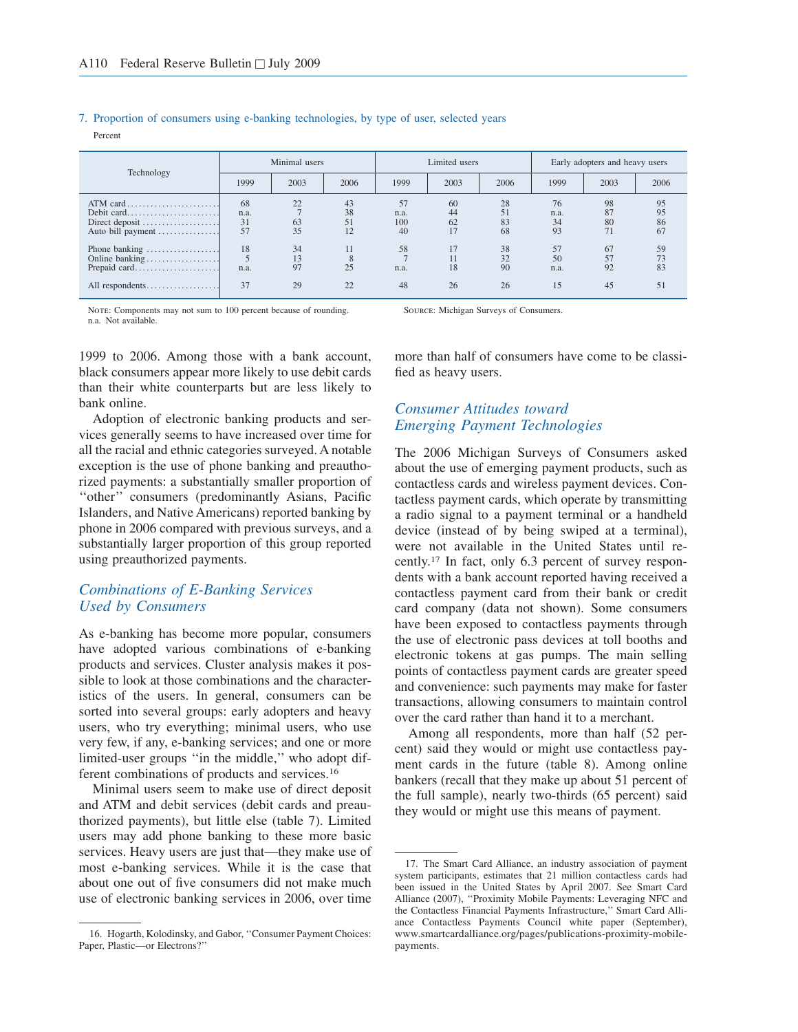7. Proportion of consumers using e-banking technologies, by type of user, selected years

Percent

| Technology | Minimal users | | | Limited users | | | Early adopters and heavy users | | |
|---|---|---|---|---|---|---|---|---|---|
| | 1999 | 2003 | 2006 | 1999 | 2003 | 2006 | 1999 | 2003 | 2006 |
| ATM card | 68 | 22 | 43 | 57 | 60 | 28 | 76 | 98 | 95 |
| Debit card | n.a. | 7 | 38 | n.a. | 44 | 51 | n.a. | 87 | 95 |
| Direct deposit | 31 | 63 | 51 | 100 | 62 | 83 | 34 | 80 | 86 |
| Auto bill payment | 57 | 35 | 12 | 40 | 17 | 68 | 93 | 71 | 67 |
| Phone banking | 18 | 34 | 11 | 58 | 17 | 38 | 57 | 67 | 59 |
| Online banking | 5 | 13 | 8 | 7 | 11 | 32 | 50 | 57 | 73 |
| Prepaid card | n.a. | 97 | 25 | n.a. | 18 | 90 | n.a. | 92 | 83 |
| All respondents | 37 | 29 | 22 | 48 | 26 | 26 | 15 | 45 | 51 |

Note: Components may not sum to 100 percent because of rounding.
n.a. Not available.

Source: Michigan Surveys of Consumers.

1999 to 2006. Among those with a bank account, black consumers appear more likely to use debit cards than their white counterparts but are less likely to bank online.

Adoption of electronic banking products and services generally seems to have increased over time for all the racial and ethnic categories surveyed. A notable exception is the use of phone banking and preauthorized payments: a substantially smaller proportion of "other" consumers (predominantly Asians, Pacific Islanders, and Native Americans) reported banking by phone in 2006 compared with previous surveys, and a substantially larger proportion of this group reported using preauthorized payments.

## *Combinations of E-Banking Services Used by Consumers*

As e-banking has become more popular, consumers have adopted various combinations of e-banking products and services. Cluster analysis makes it possible to look at those combinations and the characteristics of the users. In general, consumers can be sorted into several groups: early adopters and heavy users, who try everything; minimal users, who use very few, if any, e-banking services; and one or more limited-user groups "in the middle," who adopt different combinations of products and services.[16]

Minimal users seem to make use of direct deposit and ATM and debit services (debit cards and preauthorized payments), but little else (table 7). Limited users may add phone banking to these more basic services. Heavy users are just that—they make use of most e-banking services. While it is the case that about one out of five consumers did not make much use of electronic banking services in 2006, over time more than half of consumers have come to be classified as heavy users.

## *Consumer Attitudes toward Emerging Payment Technologies*

The 2006 Michigan Surveys of Consumers asked about the use of emerging payment products, such as contactless cards and wireless payment devices. Contactless payment cards, which operate by transmitting a radio signal to a payment terminal or a handheld device (instead of by being swiped at a terminal), were not available in the United States until recently.[17] In fact, only 6.3 percent of survey respondents with a bank account reported having received a contactless payment card from their bank or credit card company (data not shown). Some consumers have been exposed to contactless payments through the use of electronic pass devices at toll booths and electronic tokens at gas pumps. The main selling points of contactless payment cards are greater speed and convenience: such payments may make for faster transactions, allowing consumers to maintain control over the card rather than hand it to a merchant.

Among all respondents, more than half (52 percent) said they would or might use contactless payment cards in the future (table 8). Among online bankers (recall that they make up about 51 percent of the full sample), nearly two-thirds (65 percent) said they would or might use this means of payment.

---

16. Hogarth, Kolodinsky, and Gabor, "Consumer Payment Choices: Paper, Plastic—or Electrons?"

17. The Smart Card Alliance, an industry association of payment system participants, estimates that 21 million contactless cards had been issued in the United States by April 2007. See Smart Card Alliance (2007), "Proximity Mobile Payments: Leveraging NFC and the Contactless Financial Payments Infrastructure," Smart Card Alliance Contactless Payments Council white paper (September), www.smartcardalliance.org/pages/publications-proximity-mobile-payments.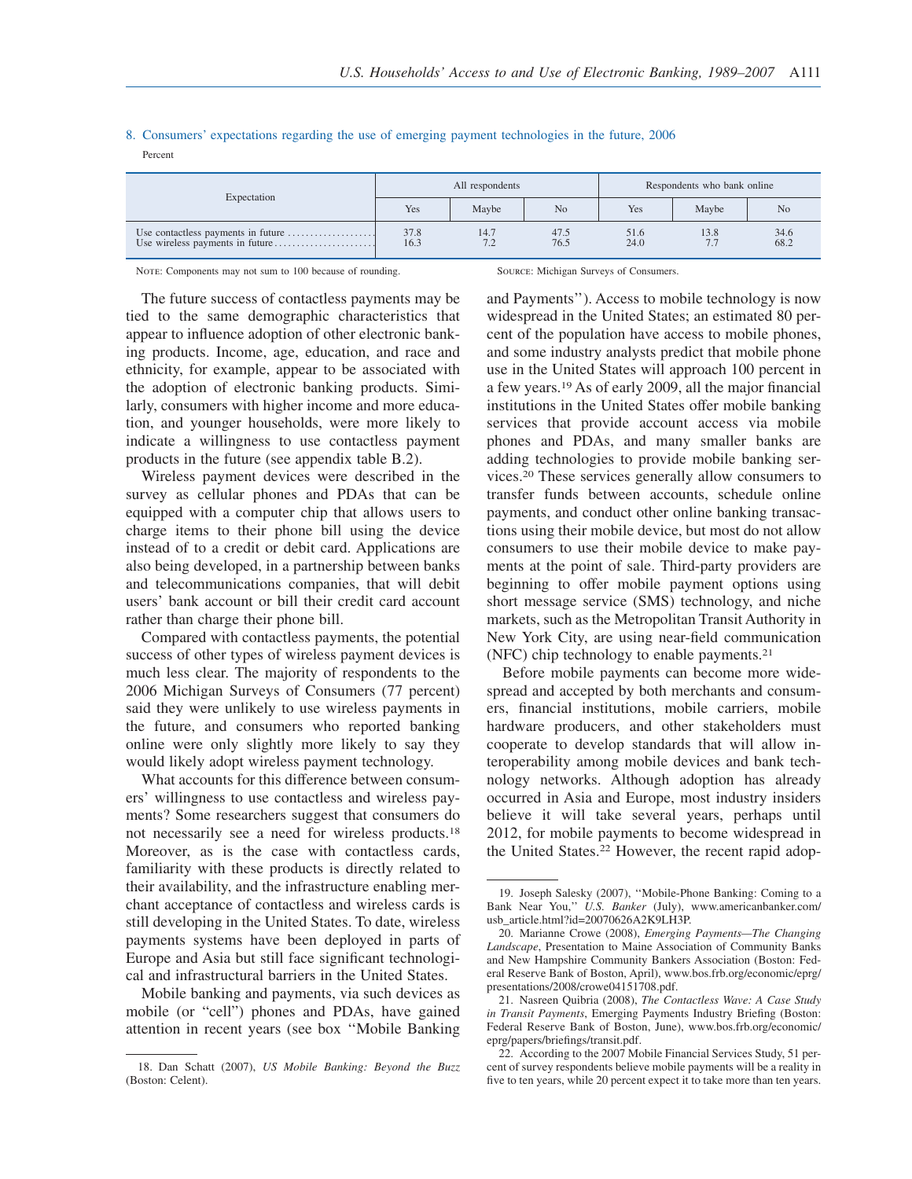8. Consumers' expectations regarding the use of emerging payment technologies in the future, 2006

Percent

| Expectation | All respondents | | | Respondents who bank online | | |
|---|---|---|---|---|---|---|
| | Yes | Maybe | No | Yes | Maybe | No |
| Use contactless payments in future | 37.8 | 14.7 | 47.5 | 51.6 | 13.8 | 34.6 |
| Use wireless payments in future | 16.3 | 7.2 | 76.5 | 24.0 | 7.7 | 68.2 |

NOTE: Components may not sum to 100 because of rounding.

SOURCE: Michigan Surveys of Consumers.

The future success of contactless payments may be tied to the same demographic characteristics that appear to influence adoption of other electronic banking products. Income, age, education, and race and ethnicity, for example, appear to be associated with the adoption of electronic banking products. Similarly, consumers with higher income and more education, and younger households, were more likely to indicate a willingness to use contactless payment products in the future (see appendix table B.2).

Wireless payment devices were described in the survey as cellular phones and PDAs that can be equipped with a computer chip that allows users to charge items to their phone bill using the device instead of to a credit or debit card. Applications are also being developed, in a partnership between banks and telecommunications companies, that will debit users' bank account or bill their credit card account rather than charge their phone bill.

Compared with contactless payments, the potential success of other types of wireless payment devices is much less clear. The majority of respondents to the 2006 Michigan Surveys of Consumers (77 percent) said they were unlikely to use wireless payments in the future, and consumers who reported banking online were only slightly more likely to say they would likely adopt wireless payment technology.

What accounts for this difference between consumers' willingness to use contactless and wireless payments? Some researchers suggest that consumers do not necessarily see a need for wireless products.[18] Moreover, as is the case with contactless cards, familiarity with these products is directly related to their availability, and the infrastructure enabling merchant acceptance of contactless and wireless cards is still developing in the United States. To date, wireless payments systems have been deployed in parts of Europe and Asia but still face significant technological and infrastructural barriers in the United States.

Mobile banking and payments, via such devices as mobile (or "cell") phones and PDAs, have gained attention in recent years (see box "Mobile Banking and Payments"). Access to mobile technology is now widespread in the United States; an estimated 80 percent of the population have access to mobile phones, and some industry analysts predict that mobile phone use in the United States will approach 100 percent in a few years.[19] As of early 2009, all the major financial institutions in the United States offer mobile banking services that provide account access via mobile phones and PDAs, and many smaller banks are adding technologies to provide mobile banking services.[20] These services generally allow consumers to transfer funds between accounts, schedule online payments, and conduct other online banking transactions using their mobile device, but most do not allow consumers to use their mobile device to make payments at the point of sale. Third-party providers are beginning to offer mobile payment options using short message service (SMS) technology, and niche markets, such as the Metropolitan Transit Authority in New York City, are using near-field communication (NFC) chip technology to enable payments.[21]

Before mobile payments can become more widespread and accepted by both merchants and consumers, financial institutions, mobile carriers, mobile hardware producers, and other stakeholders must cooperate to develop standards that will allow interoperability among mobile devices and bank technology networks. Although adoption has already occurred in Asia and Europe, most industry insiders believe it will take several years, perhaps until 2012, for mobile payments to become widespread in the United States.[22] However, the recent rapid adop-

18. Dan Schatt (2007), *US Mobile Banking: Beyond the Buzz* (Boston: Celent).

19. Joseph Salesky (2007), "Mobile-Phone Banking: Coming to a Bank Near You," *U.S. Banker* (July), www.americanbanker.com/usb_article.html?id=20070626A2K9LH3P.

20. Marianne Crowe (2008), *Emerging Payments—The Changing Landscape*, Presentation to Maine Association of Community Banks and New Hampshire Community Bankers Association (Boston: Federal Reserve Bank of Boston, April), www.bos.frb.org/economic/eprg/presentations/2008/crowe04151708.pdf.

21. Nasreen Quibria (2008), *The Contactless Wave: A Case Study in Transit Payments*, Emerging Payments Industry Briefing (Boston: Federal Reserve Bank of Boston, June), www.bos.frb.org/economic/eprg/papers/briefings/transit.pdf.

22. According to the 2007 Mobile Financial Services Study, 51 percent of survey respondents believe mobile payments will be a reality in five to ten years, while 20 percent expect it to take more than ten years.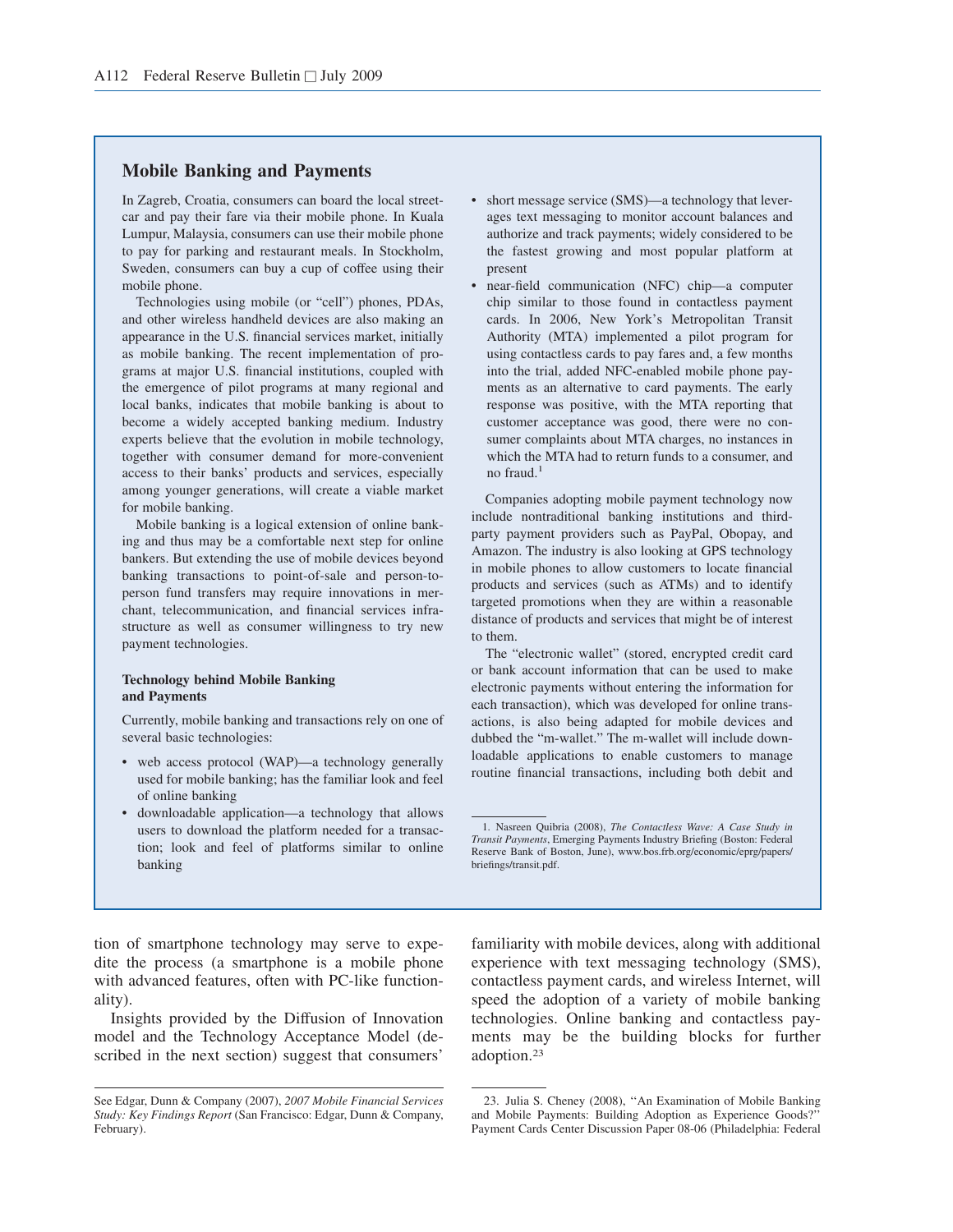## Mobile Banking and Payments

In Zagreb, Croatia, consumers can board the local streetcar and pay their fare via their mobile phone. In Kuala Lumpur, Malaysia, consumers can use their mobile phone to pay for parking and restaurant meals. In Stockholm, Sweden, consumers can buy a cup of coffee using their mobile phone.

Technologies using mobile (or "cell") phones, PDAs, and other wireless handheld devices are also making an appearance in the U.S. financial services market, initially as mobile banking. The recent implementation of programs at major U.S. financial institutions, coupled with the emergence of pilot programs at many regional and local banks, indicates that mobile banking is about to become a widely accepted banking medium. Industry experts believe that the evolution in mobile technology, together with consumer demand for more-convenient access to their banks' products and services, especially among younger generations, will create a viable market for mobile banking.

Mobile banking is a logical extension of online banking and thus may be a comfortable next step for online bankers. But extending the use of mobile devices beyond banking transactions to point-of-sale and person-to-person fund transfers may require innovations in merchant, telecommunication, and financial services infrastructure as well as consumer willingness to try new payment technologies.

### Technology behind Mobile Banking and Payments

Currently, mobile banking and transactions rely on one of several basic technologies:

- web access protocol (WAP)—a technology generally used for mobile banking; has the familiar look and feel of online banking
- downloadable application—a technology that allows users to download the platform needed for a transaction; look and feel of platforms similar to online banking
- short message service (SMS)—a technology that leverages text messaging to monitor account balances and authorize and track payments; widely considered to be the fastest growing and most popular platform at present
- near-field communication (NFC) chip—a computer chip similar to those found in contactless payment cards. In 2006, New York's Metropolitan Transit Authority (MTA) implemented a pilot program for using contactless cards to pay fares and, a few months into the trial, added NFC-enabled mobile phone payments as an alternative to card payments. The early response was positive, with the MTA reporting that customer acceptance was good, there were no consumer complaints about MTA charges, no instances in which the MTA had to return funds to a consumer, and no fraud.[1]

Companies adopting mobile payment technology now include nontraditional banking institutions and third-party payment providers such as PayPal, Obopay, and Amazon. The industry is also looking at GPS technology in mobile phones to allow customers to locate financial products and services (such as ATMs) and to identify targeted promotions when they are within a reasonable distance of products and services that might be of interest to them.

The "electronic wallet" (stored, encrypted credit card or bank account information that can be used to make electronic payments without entering the information for each transaction), which was developed for online transactions, is also being adapted for mobile devices and dubbed the "m-wallet." The m-wallet will include downloadable applications to enable customers to manage routine financial transactions, including both debit and

1. Nasreen Quibria (2008), *The Contactless Wave: A Case Study in Transit Payments*, Emerging Payments Industry Briefing (Boston: Federal Reserve Bank of Boston, June), www.bos.frb.org/economic/eprg/papers/briefings/transit.pdf.

tion of smartphone technology may serve to expedite the process (a smartphone is a mobile phone with advanced features, often with PC-like functionality).

Insights provided by the Diffusion of Innovation model and the Technology Acceptance Model (described in the next section) suggest that consumers' familiarity with mobile devices, along with additional experience with text messaging technology (SMS), contactless payment cards, and wireless Internet, will speed the adoption of a variety of mobile banking technologies. Online banking and contactless payments may be the building blocks for further adoption.[23]

See Edgar, Dunn & Company (2007), *2007 Mobile Financial Services Study: Key Findings Report* (San Francisco: Edgar, Dunn & Company, February).

23. Julia S. Cheney (2008), "An Examination of Mobile Banking and Mobile Payments: Building Adoption as Experience Goods?" Payment Cards Center Discussion Paper 08-06 (Philadelphia: Federal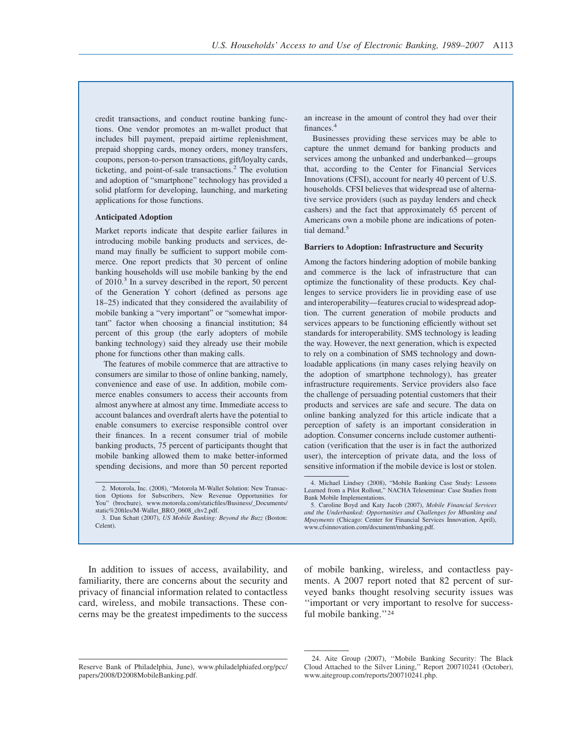credit transactions, and conduct routine banking functions. One vendor promotes an m-wallet product that includes bill payment, prepaid airtime replenishment, prepaid shopping cards, money orders, money transfers, coupons, person-to-person transactions, gift/loyalty cards, ticketing, and point-of-sale transactions.[2] The evolution and adoption of "smartphone" technology has provided a solid platform for developing, launching, and marketing applications for those functions.

**Anticipated Adoption**

Market reports indicate that despite earlier failures in introducing mobile banking products and services, demand may finally be sufficient to support mobile commerce. One report predicts that 30 percent of online banking households will use mobile banking by the end of 2010.[3] In a survey described in the report, 50 percent of the Generation Y cohort (defined as persons age 18–25) indicated that they considered the availability of mobile banking a "very important" or "somewhat important" factor when choosing a financial institution; 84 percent of this group (the early adopters of mobile banking technology) said they already use their mobile phone for functions other than making calls.

The features of mobile commerce that are attractive to consumers are similar to those of online banking, namely, convenience and ease of use. In addition, mobile commerce enables consumers to access their accounts from almost anywhere at almost any time. Immediate access to account balances and overdraft alerts have the potential to enable consumers to exercise responsible control over their finances. In a recent consumer trial of mobile banking products, 75 percent of participants thought that mobile banking allowed them to make better-informed spending decisions, and more than 50 percent reported an increase in the amount of control they had over their finances.[4]

Businesses providing these services may be able to capture the unmet demand for banking products and services among the unbanked and underbanked—groups that, according to the Center for Financial Services Innovations (CFSI), account for nearly 40 percent of U.S. households. CFSI believes that widespread use of alternative service providers (such as payday lenders and check cashers) and the fact that approximately 65 percent of Americans own a mobile phone are indications of potential demand.[5]

**Barriers to Adoption: Infrastructure and Security**

Among the factors hindering adoption of mobile banking and commerce is the lack of infrastructure that can optimize the functionality of these products. Key challenges to service providers lie in providing ease of use and interoperability—features crucial to widespread adoption. The current generation of mobile products and services appears to be functioning efficiently without set standards for interoperability. SMS technology is leading the way. However, the next generation, which is expected to rely on a combination of SMS technology and downloadable applications (in many cases relying heavily on the adoption of smartphone technology), has greater infrastructure requirements. Service providers also face the challenge of persuading potential customers that their products and services are safe and secure. The data on online banking analyzed for this article indicate that a perception of safety is an important consideration in adoption. Consumer concerns include customer authentication (verification that the user is in fact the authorized user), the interception of private data, and the loss of sensitive information if the mobile device is lost or stolen.

2. Motorola, Inc. (2008), "Motorola M-Wallet Solution: New Transaction Options for Subscribers, New Revenue Opportunities for You" (brochure), www.motorola.com/staticfiles/Business/_Documents/static%20files/M-Wallet_BRO_0608_chv2.pdf.

3. Dan Schatt (2007), *US Mobile Banking: Beyond the Buzz* (Boston: Celent).

4. Michael Lindsey (2008), "Mobile Banking Case Study: Lessons Learned from a Pilot Rollout," NACHA Teleseminar: Case Studies from Bank Mobile Implementations.

5. Caroline Boyd and Katy Jacob (2007), *Mobile Financial Services and the Underbanked: Opportunities and Challenges for Mbanking and Mpayments* (Chicago: Center for Financial Services Innovation, April), www.cfsinnovation.com/document/mbanking.pdf.

In addition to issues of access, availability, and familiarity, there are concerns about the security and privacy of financial information related to contactless card, wireless, and mobile transactions. These concerns may be the greatest impediments to the success of mobile banking, wireless, and contactless payments. A 2007 report noted that 82 percent of surveyed banks thought resolving security issues was "important or very important to resolve for successful mobile banking."[24]

Reserve Bank of Philadelphia, June), www.philadelphiafed.org/pcc/papers/2008/D2008MobileBanking.pdf.

24. Aite Group (2007), "Mobile Banking Security: The Black Cloud Attached to the Silver Lining," Report 200710241 (October), www.aitegroup.com/reports/200710241.php.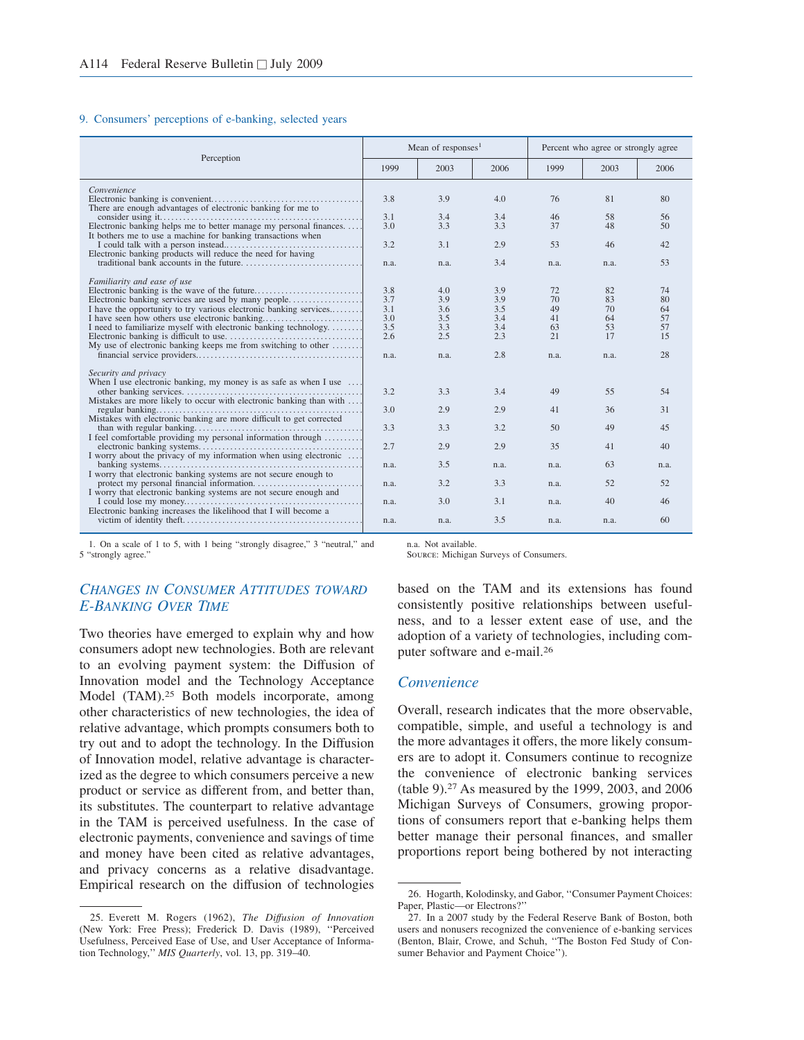9. Consumers' perceptions of e-banking, selected years

| Perception | Mean of responses[1] | | | Percent who agree or strongly agree | | |
|---|---|---|---|---|---|---|
| | 1999 | 2003 | 2006 | 1999 | 2003 | 2006 |
| *Convenience* | | | | | | |
| Electronic banking is convenient | 3.8 | 3.9 | 4.0 | 76 | 81 | 80 |
| There are enough advantages of electronic banking for me to consider using it | 3.1 | 3.4 | 3.4 | 46 | 58 | 56 |
| Electronic banking helps me to better manage my personal finances | 3.0 | 3.3 | 3.3 | 37 | 48 | 50 |
| It bothers me to use a machine for banking transactions when I could talk with a person instead | 3.2 | 3.1 | 2.9 | 53 | 46 | 42 |
| Electronic banking products will reduce the need for having traditional bank accounts in the future | n.a. | n.a. | 3.4 | n.a. | n.a. | 53 |
| *Familiarity and ease of use* | | | | | | |
| Electronic banking is the wave of the future | 3.8 | 4.0 | 3.9 | 72 | 82 | 74 |
| Electronic banking services are used by many people | 3.7 | 3.9 | 3.9 | 70 | 83 | 80 |
| I have the opportunity to try various electronic banking services | 3.1 | 3.6 | 3.5 | 49 | 70 | 64 |
| I have seen how others use electronic banking | 3.0 | 3.5 | 3.4 | 41 | 64 | 57 |
| I need to familiarize myself with electronic banking technology | 3.5 | 3.3 | 3.4 | 63 | 53 | 57 |
| Electronic banking is difficult to use | 2.6 | 2.5 | 2.3 | 21 | 17 | 15 |
| My use of electronic banking keeps me from switching to other financial service providers | n.a. | n.a. | 2.8 | n.a. | n.a. | 28 |
| *Security and privacy* | | | | | | |
| When I use electronic banking, my money is as safe as when I use other banking services | 3.2 | 3.3 | 3.4 | 49 | 55 | 54 |
| Mistakes are more likely to occur with electronic banking than with regular banking | 3.0 | 2.9 | 2.9 | 41 | 36 | 31 |
| Mistakes with electronic banking are more difficult to get corrected than with regular banking | 3.3 | 3.3 | 3.2 | 50 | 49 | 45 |
| I feel comfortable providing my personal information through electronic banking systems | 2.7 | 2.9 | 2.9 | 35 | 41 | 40 |
| I worry about the privacy of my information when using electronic banking systems | n.a. | 3.5 | n.a. | n.a. | 63 | n.a. |
| I worry that electronic banking systems are not secure enough to protect my personal financial information | n.a. | 3.2 | 3.3 | n.a. | 52 | 52 |
| I worry that electronic banking systems are not secure enough and I could lose my money | n.a. | 3.0 | 3.1 | n.a. | 40 | 46 |
| Electronic banking increases the likelihood that I will become a victim of identity theft | n.a. | n.a. | 3.5 | n.a. | n.a. | 60 |

1. On a scale of 1 to 5, with 1 being "strongly disagree," 3 "neutral," and 5 "strongly agree."

n.a. Not available.

SOURCE: Michigan Surveys of Consumers.

## *Changes in Consumer Attitudes toward E-Banking over Time*

Two theories have emerged to explain why and how consumers adopt new technologies. Both are relevant to an evolving payment system: the Diffusion of Innovation model and the Technology Acceptance Model (TAM).[25] Both models incorporate, among other characteristics of new technologies, the idea of relative advantage, which prompts consumers both to try out and to adopt the technology. In the Diffusion of Innovation model, relative advantage is characterized as the degree to which consumers perceive a new product or service as different from, and better than, its substitutes. The counterpart to relative advantage in the TAM is perceived usefulness. In the case of electronic payments, convenience and savings of time and money have been cited as relative advantages, and privacy concerns as a relative disadvantage. Empirical research on the diffusion of technologies based on the TAM and its extensions has found consistently positive relationships between usefulness, and to a lesser extent ease of use, and the adoption of a variety of technologies, including computer software and e-mail.[26]

### *Convenience*

Overall, research indicates that the more observable, compatible, simple, and useful a technology is and the more advantages it offers, the more likely consumers are to adopt it. Consumers continue to recognize the convenience of electronic banking services (table 9).[27] As measured by the 1999, 2003, and 2006 Michigan Surveys of Consumers, growing proportions of consumers report that e-banking helps them better manage their personal finances, and smaller proportions report being bothered by not interacting

25. Everett M. Rogers (1962), *The Diffusion of Innovation* (New York: Free Press); Frederick D. Davis (1989), "Perceived Usefulness, Perceived Ease of Use, and User Acceptance of Information Technology," *MIS Quarterly*, vol. 13, pp. 319–40.

26. Hogarth, Kolodinsky, and Gabor, "Consumer Payment Choices: Paper, Plastic—or Electrons?"

27. In a 2007 study by the Federal Reserve Bank of Boston, both users and nonusers recognized the convenience of e-banking services (Benton, Blair, Crowe, and Schuh, "The Boston Fed Study of Consumer Behavior and Payment Choice").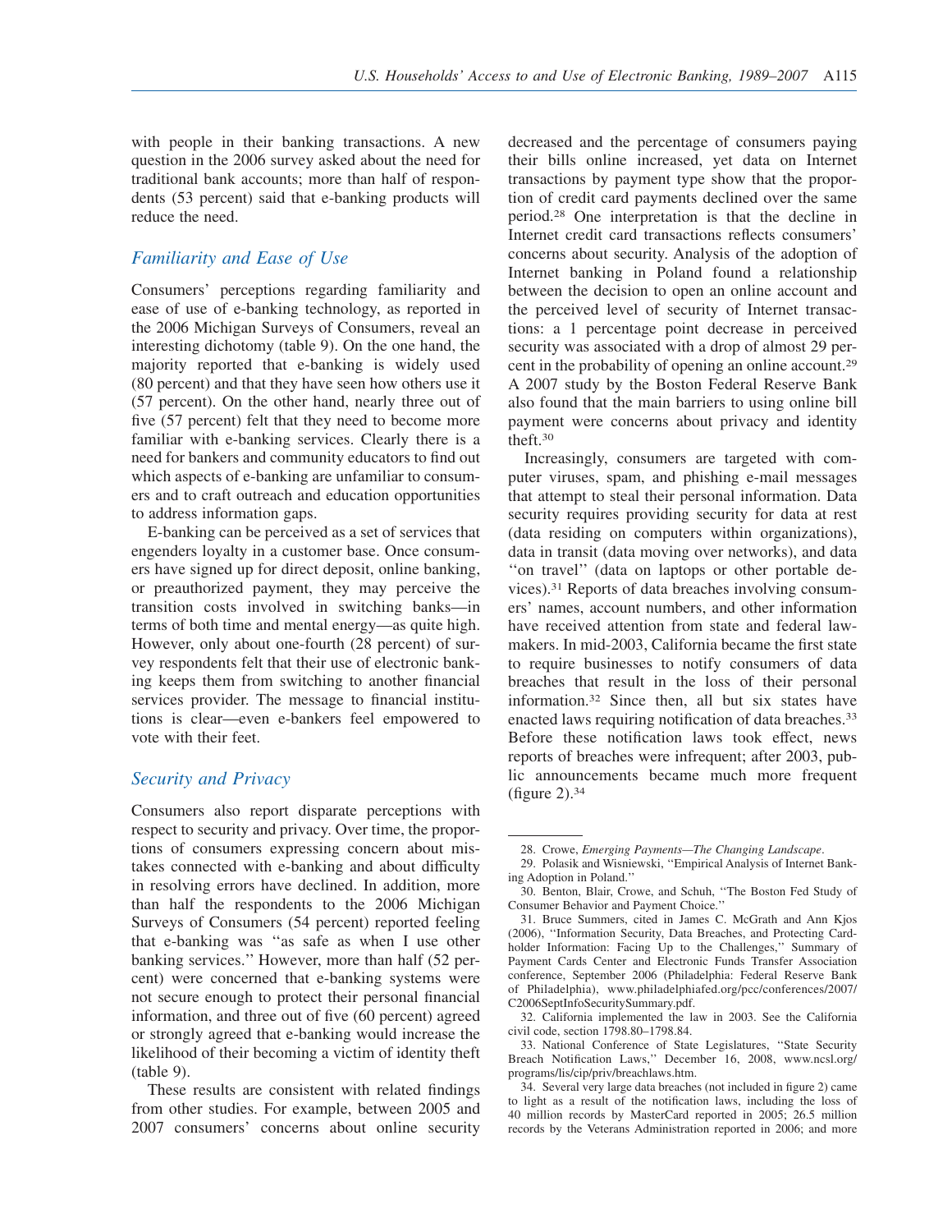with people in their banking transactions. A new question in the 2006 survey asked about the need for traditional bank accounts; more than half of respondents (53 percent) said that e-banking products will reduce the need.

## *Familiarity and Ease of Use*

Consumers' perceptions regarding familiarity and ease of use of e-banking technology, as reported in the 2006 Michigan Surveys of Consumers, reveal an interesting dichotomy (table 9). On the one hand, the majority reported that e-banking is widely used (80 percent) and that they have seen how others use it (57 percent). On the other hand, nearly three out of five (57 percent) felt that they need to become more familiar with e-banking services. Clearly there is a need for bankers and community educators to find out which aspects of e-banking are unfamiliar to consumers and to craft outreach and education opportunities to address information gaps.

E-banking can be perceived as a set of services that engenders loyalty in a customer base. Once consumers have signed up for direct deposit, online banking, or preauthorized payment, they may perceive the transition costs involved in switching banks—in terms of both time and mental energy—as quite high. However, only about one-fourth (28 percent) of survey respondents felt that their use of electronic banking keeps them from switching to another financial services provider. The message to financial institutions is clear—even e-bankers feel empowered to vote with their feet.

## *Security and Privacy*

Consumers also report disparate perceptions with respect to security and privacy. Over time, the proportions of consumers expressing concern about mistakes connected with e-banking and about difficulty in resolving errors have declined. In addition, more than half the respondents to the 2006 Michigan Surveys of Consumers (54 percent) reported feeling that e-banking was ''as safe as when I use other banking services.'' However, more than half (52 percent) were concerned that e-banking systems were not secure enough to protect their personal financial information, and three out of five (60 percent) agreed or strongly agreed that e-banking would increase the likelihood of their becoming a victim of identity theft (table 9).

These results are consistent with related findings from other studies. For example, between 2005 and 2007 consumers' concerns about online security decreased and the percentage of consumers paying their bills online increased, yet data on Internet transactions by payment type show that the proportion of credit card payments declined over the same period.[28] One interpretation is that the decline in Internet credit card transactions reflects consumers' concerns about security. Analysis of the adoption of Internet banking in Poland found a relationship between the decision to open an online account and the perceived level of security of Internet transactions: a 1 percentage point decrease in perceived security was associated with a drop of almost 29 percent in the probability of opening an online account.[29] A 2007 study by the Boston Federal Reserve Bank also found that the main barriers to using online bill payment were concerns about privacy and identity theft.[30]

Increasingly, consumers are targeted with computer viruses, spam, and phishing e-mail messages that attempt to steal their personal information. Data security requires providing security for data at rest (data residing on computers within organizations), data in transit (data moving over networks), and data ''on travel'' (data on laptops or other portable devices).[31] Reports of data breaches involving consumers' names, account numbers, and other information have received attention from state and federal lawmakers. In mid-2003, California became the first state to require businesses to notify consumers of data breaches that result in the loss of their personal information.[32] Since then, all but six states have enacted laws requiring notification of data breaches.[33] Before these notification laws took effect, news reports of breaches were infrequent; after 2003, public announcements became much more frequent (figure 2).[34]

---

28. Crowe, *Emerging Payments—The Changing Landscape*.

29. Polasik and Wisniewski, ''Empirical Analysis of Internet Banking Adoption in Poland.''

30. Benton, Blair, Crowe, and Schuh, ''The Boston Fed Study of Consumer Behavior and Payment Choice.''

31. Bruce Summers, cited in James C. McGrath and Ann Kjos (2006), ''Information Security, Data Breaches, and Protecting Cardholder Information: Facing Up to the Challenges,'' Summary of Payment Cards Center and Electronic Funds Transfer Association conference, September 2006 (Philadelphia: Federal Reserve Bank of Philadelphia), www.philadelphiafed.org/pcc/conferences/2007/C2006SeptInfoSecuritySummary.pdf.

32. California implemented the law in 2003. See the California civil code, section 1798.80–1798.84.

33. National Conference of State Legislatures, ''State Security Breach Notification Laws,'' December 16, 2008, www.ncsl.org/programs/lis/cip/priv/breachlaws.htm.

34. Several very large data breaches (not included in figure 2) came to light as a result of the notification laws, including the loss of 40 million records by MasterCard reported in 2005; 26.5 million records by the Veterans Administration reported in 2006; and more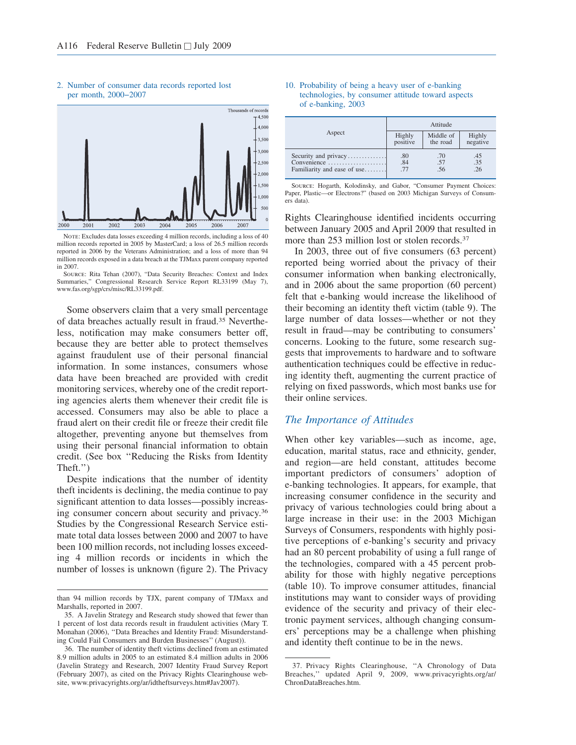2. Number of consumer data records reported lost per month, 2000–2007

NOTE: Excludes data losses exceeding 4 million records, including a loss of 40 million records reported in 2005 by MasterCard; a loss of 26.5 million records reported in 2006 by the Veterans Administration; and a loss of more than 94 million records exposed in a data breach at the TJMaxx parent company reported in 2007.

SOURCE: Rita Tehan (2007), "Data Security Breaches: Context and Index Summaries," Congressional Research Service Report RL33199 (May 7), www.fas.org/sgp/crs/misc/RL33199.pdf.

Some observers claim that a very small percentage of data breaches actually result in fraud.[35] Nevertheless, notification may make consumers better off, because they are better able to protect themselves against fraudulent use of their personal financial information. In some instances, consumers whose data have been breached are provided with credit monitoring services, whereby one of the credit reporting agencies alerts them whenever their credit file is accessed. Consumers may also be able to place a fraud alert on their credit file or freeze their credit file altogether, preventing anyone but themselves from using their personal financial information to obtain credit. (See box "Reducing the Risks from Identity Theft.")

Despite indications that the number of identity theft incidents is declining, the media continue to pay significant attention to data losses—possibly increasing consumer concern about security and privacy.[36] Studies by the Congressional Research Service estimate total data losses between 2000 and 2007 to have been 100 million records, not including losses exceeding 4 million records or incidents in which the number of losses is unknown (figure 2). The Privacy Rights Clearinghouse identified incidents occurring between January 2005 and April 2009 that resulted in more than 253 million lost or stolen records.[37]

In 2003, three out of five consumers (63 percent) reported being worried about the privacy of their consumer information when banking electronically, and in 2006 about the same proportion (60 percent) felt that e-banking would increase the likelihood of their becoming an identity theft victim (table 9). The large number of data losses—whether or not they result in fraud—may be contributing to consumers' concerns. Looking to the future, some research suggests that improvements to hardware and to software authentication techniques could be effective in reducing identity theft, augmenting the current practice of relying on fixed passwords, which most banks use for their online services.

10. Probability of being a heavy user of e-banking technologies, by consumer attitude toward aspects of e-banking, 2003

| Aspect | Attitude | | |
|---|---|---|---|
| | Highly positive | Middle of the road | Highly negative |
| Security and privacy | .80 | .70 | .45 |
| Convenience | .84 | .57 | .35 |
| Familiarity and ease of use | .77 | .56 | .26 |

SOURCE: Hogarth, Kolodinsky, and Gabor, "Consumer Payment Choices: Paper, Plastic—or Electrons?" (based on 2003 Michigan Surveys of Consumers data).

## *The Importance of Attitudes*

When other key variables—such as income, age, education, marital status, race and ethnicity, gender, and region—are held constant, attitudes become important predictors of consumers' adoption of e-banking technologies. It appears, for example, that increasing consumer confidence in the security and privacy of various technologies could bring about a large increase in their use: in the 2003 Michigan Surveys of Consumers, respondents with highly positive perceptions of e-banking's security and privacy had an 80 percent probability of using a full range of the technologies, compared with a 45 percent probability for those with highly negative perceptions (table 10). To improve consumer attitudes, financial institutions may want to consider ways of providing evidence of the security and privacy of their electronic payment services, although changing consumers' perceptions may be a challenge when phishing and identity theft continue to be in the news.

---

than 94 million records by TJX, parent company of TJMaxx and Marshalls, reported in 2007.

35. A Javelin Strategy and Research study showed that fewer than 1 percent of lost data records result in fraudulent activities (Mary T. Monahan (2006), "Data Breaches and Identity Fraud: Misunderstanding Could Fail Consumers and Burden Businesses" (August)).

36. The number of identity theft victims declined from an estimated 8.9 million adults in 2005 to an estimated 8.4 million adults in 2006 (Javelin Strategy and Research, 2007 Identity Fraud Survey Report (February 2007), as cited on the Privacy Rights Clearinghouse website, www.privacyrights.org/ar/idtheftsurveys.htm#Jav2007).

37. Privacy Rights Clearinghouse, "A Chronology of Data Breaches," updated April 9, 2009, www.privacyrights.org/ar/ChronDataBreaches.htm.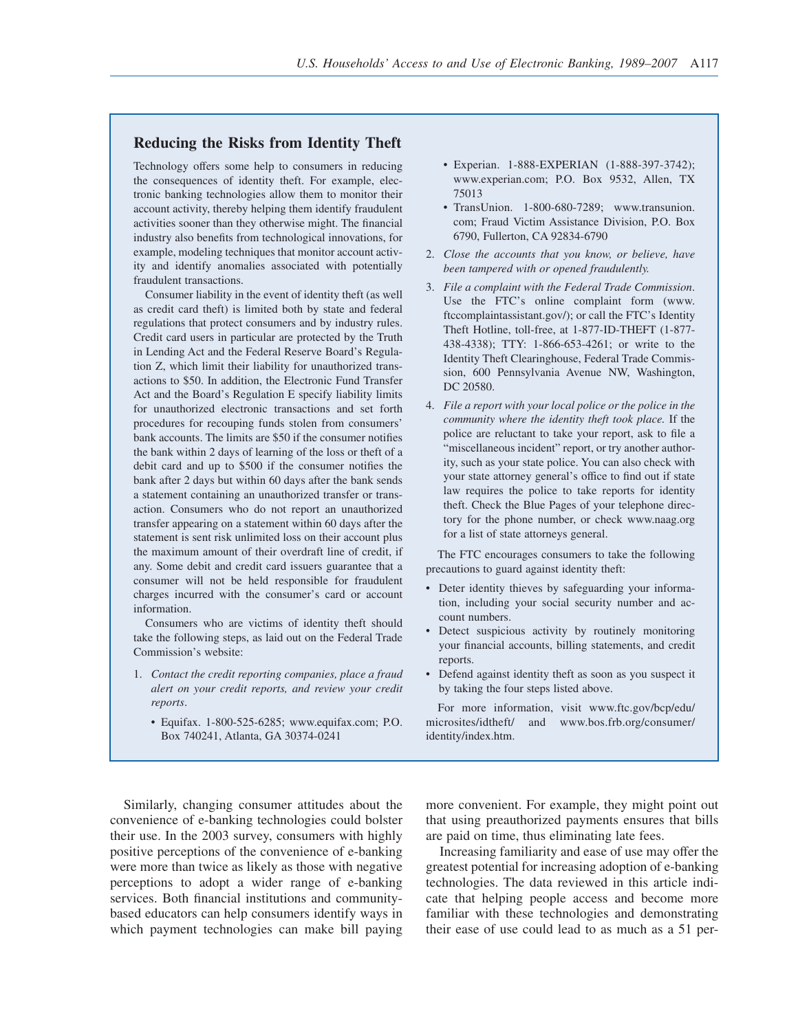## Reducing the Risks from Identity Theft

Technology offers some help to consumers in reducing the consequences of identity theft. For example, electronic banking technologies allow them to monitor their account activity, thereby helping them identify fraudulent activities sooner than they otherwise might. The financial industry also benefits from technological innovations, for example, modeling techniques that monitor account activity and identify anomalies associated with potentially fraudulent transactions.

Consumer liability in the event of identity theft (as well as credit card theft) is limited both by state and federal regulations that protect consumers and by industry rules. Credit card users in particular are protected by the Truth in Lending Act and the Federal Reserve Board's Regulation Z, which limit their liability for unauthorized transactions to $50. In addition, the Electronic Fund Transfer Act and the Board's Regulation E specify liability limits for unauthorized electronic transactions and set forth procedures for recouping funds stolen from consumers' bank accounts. The limits are $50 if the consumer notifies the bank within 2 days of learning of the loss or theft of a debit card and up to $500 if the consumer notifies the bank after 2 days but within 60 days after the bank sends a statement containing an unauthorized transfer or transaction. Consumers who do not report an unauthorized transfer appearing on a statement within 60 days after the statement is sent risk unlimited loss on their account plus the maximum amount of their overdraft line of credit, if any. Some debit and credit card issuers guarantee that a consumer will not be held responsible for fraudulent charges incurred with the consumer's card or account information.

Consumers who are victims of identity theft should take the following steps, as laid out on the Federal Trade Commission's website:

1. *Contact the credit reporting companies, place a fraud alert on your credit reports, and review your credit reports*.
   - Equifax. 1-800-525-6285; www.equifax.com; P.O. Box 740241, Atlanta, GA 30374-0241
   - Experian. 1-888-EXPERIAN (1-888-397-3742); www.experian.com; P.O. Box 9532, Allen, TX 75013
   - TransUnion. 1-800-680-7289; www.transunion.com; Fraud Victim Assistance Division, P.O. Box 6790, Fullerton, CA 92834-6790
2. *Close the accounts that you know, or believe, have been tampered with or opened fraudulently.*
3. *File a complaint with the Federal Trade Commission*. Use the FTC's online complaint form (www.ftccomplaintassistant.gov/); or call the FTC's Identity Theft Hotline, toll-free, at 1-877-ID-THEFT (1-877-438-4338); TTY: 1-866-653-4261; or write to the Identity Theft Clearinghouse, Federal Trade Commission, 600 Pennsylvania Avenue NW, Washington, DC 20580.
4. *File a report with your local police or the police in the community where the identity theft took place.* If the police are reluctant to take your report, ask to file a "miscellaneous incident" report, or try another authority, such as your state police. You can also check with your state attorney general's office to find out if state law requires the police to take reports for identity theft. Check the Blue Pages of your telephone directory for the phone number, or check www.naag.org for a list of state attorneys general.

The FTC encourages consumers to take the following precautions to guard against identity theft:

- Deter identity thieves by safeguarding your information, including your social security number and account numbers.
- Detect suspicious activity by routinely monitoring your financial accounts, billing statements, and credit reports.
- Defend against identity theft as soon as you suspect it by taking the four steps listed above.

For more information, visit www.ftc.gov/bcp/edu/microsites/idtheft/ and www.bos.frb.org/consumer/identity/index.htm.

Similarly, changing consumer attitudes about the convenience of e-banking technologies could bolster their use. In the 2003 survey, consumers with highly positive perceptions of the convenience of e-banking were more than twice as likely as those with negative perceptions to adopt a wider range of e-banking services. Both financial institutions and community-based educators can help consumers identify ways in which payment technologies can make bill paying more convenient. For example, they might point out that using preauthorized payments ensures that bills are paid on time, thus eliminating late fees.

Increasing familiarity and ease of use may offer the greatest potential for increasing adoption of e-banking technologies. The data reviewed in this article indicate that helping people access and become more familiar with these technologies and demonstrating their ease of use could lead to as much as a 51 per-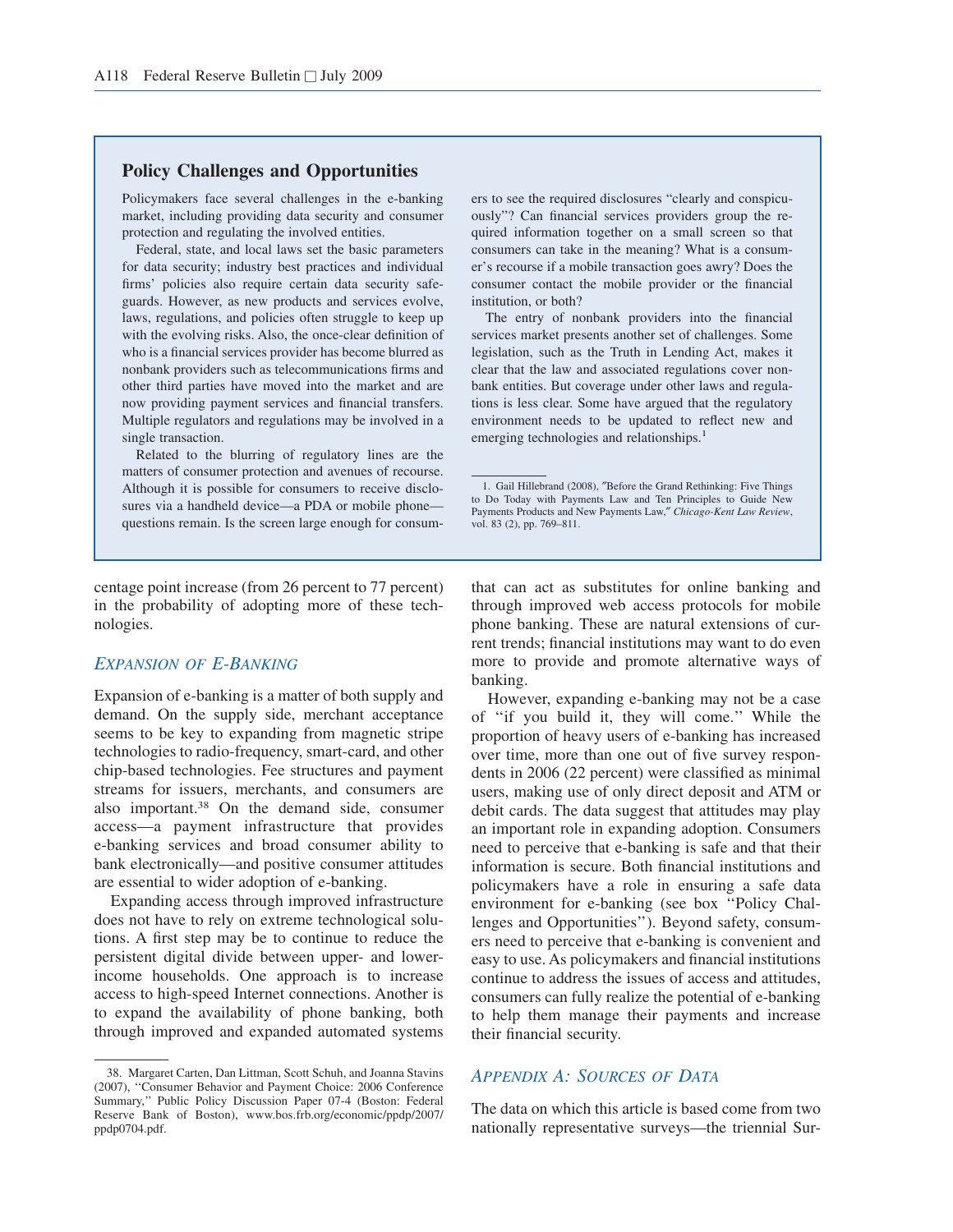### Policy Challenges and Opportunities

Policymakers face several challenges in the e-banking market, including providing data security and consumer protection and regulating the involved entities.

Federal, state, and local laws set the basic parameters for data security; industry best practices and individual firms' policies also require certain data security safeguards. However, as new products and services evolve, laws, regulations, and policies often struggle to keep up with the evolving risks. Also, the once-clear definition of who is a financial services provider has become blurred as nonbank providers such as telecommunications firms and other third parties have moved into the market and are now providing payment services and financial transfers. Multiple regulators and regulations may be involved in a single transaction.

Related to the blurring of regulatory lines are the matters of consumer protection and avenues of recourse. Although it is possible for consumers to receive disclosures via a handheld device—a PDA or mobile phone—questions remain. Is the screen large enough for consumers to see the required disclosures "clearly and conspicuously"? Can financial services providers group the required information together on a small screen so that consumers can take in the meaning? What is a consumer's recourse if a mobile transaction goes awry? Does the consumer contact the mobile provider or the financial institution, or both?

The entry of nonbank providers into the financial services market presents another set of challenges. Some legislation, such as the Truth in Lending Act, makes it clear that the law and associated regulations cover nonbank entities. But coverage under other laws and regulations is less clear. Some have argued that the regulatory environment needs to be updated to reflect new and emerging technologies and relationships.[1]

1. Gail Hillebrand (2008), "Before the Grand Rethinking: Five Things to Do Today with Payments Law and Ten Principles to Guide New Payments Products and New Payments Law," *Chicago-Kent Law Review*, vol. 83 (2), pp. 769–811.

centage point increase (from 26 percent to 77 percent) in the probability of adopting more of these technologies.

## *Expansion of E-Banking*

Expansion of e-banking is a matter of both supply and demand. On the supply side, merchant acceptance seems to be key to expanding from magnetic stripe technologies to radio-frequency, smart-card, and other chip-based technologies. Fee structures and payment streams for issuers, merchants, and consumers are also important.[38] On the demand side, consumer access—a payment infrastructure that provides e-banking services and broad consumer ability to bank electronically—and positive consumer attitudes are essential to wider adoption of e-banking.

Expanding access through improved infrastructure does not have to rely on extreme technological solutions. A first step may be to continue to reduce the persistent digital divide between upper- and lower-income households. One approach is to increase access to high-speed Internet connections. Another is to expand the availability of phone banking, both through improved and expanded automated systems that can act as substitutes for online banking and through improved web access protocols for mobile phone banking. These are natural extensions of current trends; financial institutions may want to do even more to provide and promote alternative ways of banking.

However, expanding e-banking may not be a case of "if you build it, they will come." While the proportion of heavy users of e-banking has increased over time, more than one out of five survey respondents in 2006 (22 percent) were classified as minimal users, making use of only direct deposit and ATM or debit cards. The data suggest that attitudes may play an important role in expanding adoption. Consumers need to perceive that e-banking is safe and that their information is secure. Both financial institutions and policymakers have a role in ensuring a safe data environment for e-banking (see box "Policy Challenges and Opportunities"). Beyond safety, consumers need to perceive that e-banking is convenient and easy to use. As policymakers and financial institutions continue to address the issues of access and attitudes, consumers can fully realize the potential of e-banking to help them manage their payments and increase their financial security.

## *Appendix A: Sources of Data*

The data on which this article is based come from two nationally representative surveys—the triennial Sur-

38. Margaret Carten, Dan Littman, Scott Schuh, and Joanna Stavins (2007), "Consumer Behavior and Payment Choice: 2006 Conference Summary," Public Policy Discussion Paper 07-4 (Boston: Federal Reserve Bank of Boston), www.bos.frb.org/economic/ppdp/2007/ppdp0704.pdf.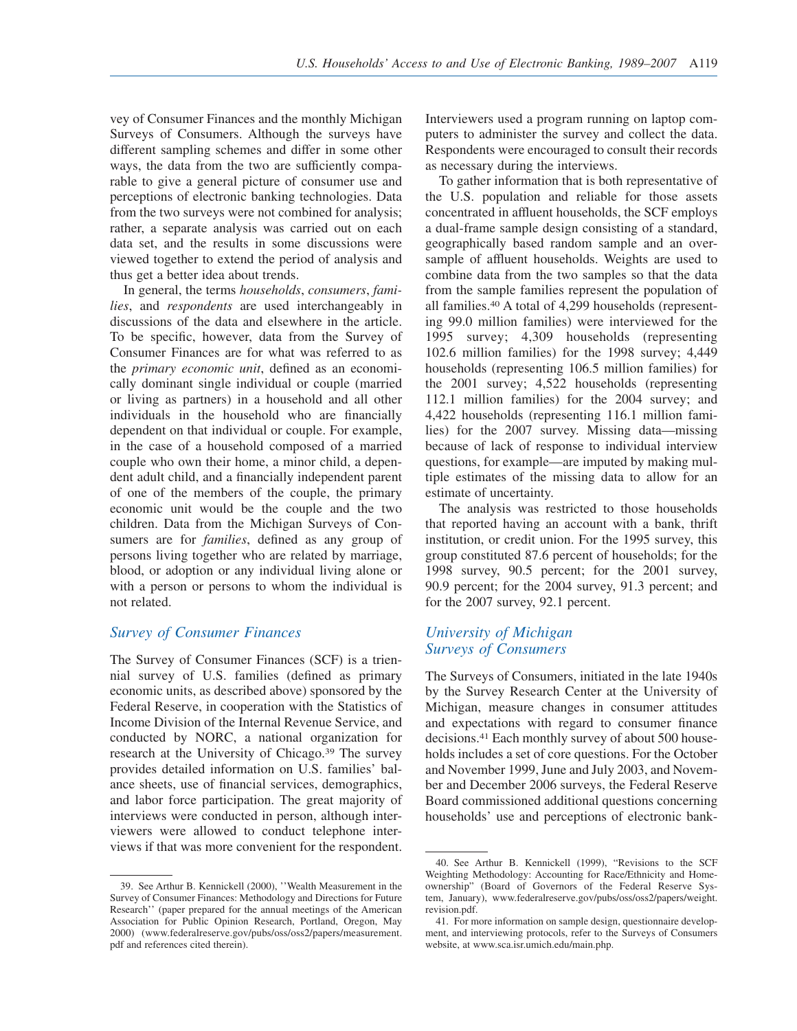vey of Consumer Finances and the monthly Michigan Surveys of Consumers. Although the surveys have different sampling schemes and differ in some other ways, the data from the two are sufficiently comparable to give a general picture of consumer use and perceptions of electronic banking technologies. Data from the two surveys were not combined for analysis; rather, a separate analysis was carried out on each data set, and the results in some discussions were viewed together to extend the period of analysis and thus get a better idea about trends.

In general, the terms *households*, *consumers*, *families*, and *respondents* are used interchangeably in discussions of the data and elsewhere in the article. To be specific, however, data from the Survey of Consumer Finances are for what was referred to as the *primary economic unit*, defined as an economically dominant single individual or couple (married or living as partners) in a household and all other individuals in the household who are financially dependent on that individual or couple. For example, in the case of a household composed of a married couple who own their home, a minor child, a dependent adult child, and a financially independent parent of one of the members of the couple, the primary economic unit would be the couple and the two children. Data from the Michigan Surveys of Consumers are for *families*, defined as any group of persons living together who are related by marriage, blood, or adoption or any individual living alone or with a person or persons to whom the individual is not related.

## Survey of Consumer Finances

The Survey of Consumer Finances (SCF) is a triennial survey of U.S. families (defined as primary economic units, as described above) sponsored by the Federal Reserve, in cooperation with the Statistics of Income Division of the Internal Revenue Service, and conducted by NORC, a national organization for research at the University of Chicago.[39] The survey provides detailed information on U.S. families' balance sheets, use of financial services, demographics, and labor force participation. The great majority of interviews were conducted in person, although interviewers were allowed to conduct telephone interviews if that was more convenient for the respondent. Interviewers used a program running on laptop computers to administer the survey and collect the data. Respondents were encouraged to consult their records as necessary during the interviews.

To gather information that is both representative of the U.S. population and reliable for those assets concentrated in affluent households, the SCF employs a dual-frame sample design consisting of a standard, geographically based random sample and an oversample of affluent households. Weights are used to combine data from the two samples so that the data from the sample families represent the population of all families.[40] A total of 4,299 households (representing 99.0 million families) were interviewed for the 1995 survey; 4,309 households (representing 102.6 million families) for the 1998 survey; 4,449 households (representing 106.5 million families) for the 2001 survey; 4,522 households (representing 112.1 million families) for the 2004 survey; and 4,422 households (representing 116.1 million families) for the 2007 survey. Missing data—missing because of lack of response to individual interview questions, for example—are imputed by making multiple estimates of the missing data to allow for an estimate of uncertainty.

The analysis was restricted to those households that reported having an account with a bank, thrift institution, or credit union. For the 1995 survey, this group constituted 87.6 percent of households; for the 1998 survey, 90.5 percent; for the 2001 survey, 90.9 percent; for the 2004 survey, 91.3 percent; and for the 2007 survey, 92.1 percent.

## University of Michigan Surveys of Consumers

The Surveys of Consumers, initiated in the late 1940s by the Survey Research Center at the University of Michigan, measure changes in consumer attitudes and expectations with regard to consumer finance decisions.[41] Each monthly survey of about 500 households includes a set of core questions. For the October and November 1999, June and July 2003, and November and December 2006 surveys, the Federal Reserve Board commissioned additional questions concerning households' use and perceptions of electronic bank-

---

39. See Arthur B. Kennickell (2000), ''Wealth Measurement in the Survey of Consumer Finances: Methodology and Directions for Future Research'' (paper prepared for the annual meetings of the American Association for Public Opinion Research, Portland, Oregon, May 2000) (www.federalreserve.gov/pubs/oss/oss2/papers/measurement.pdf and references cited therein).

40. See Arthur B. Kennickell (1999), "Revisions to the SCF Weighting Methodology: Accounting for Race/Ethnicity and Homeownership" (Board of Governors of the Federal Reserve System, January), www.federalreserve.gov/pubs/oss/oss2/papers/weight.revision.pdf.

41. For more information on sample design, questionnaire development, and interviewing protocols, refer to the Surveys of Consumers website, at www.sca.isr.umich.edu/main.php.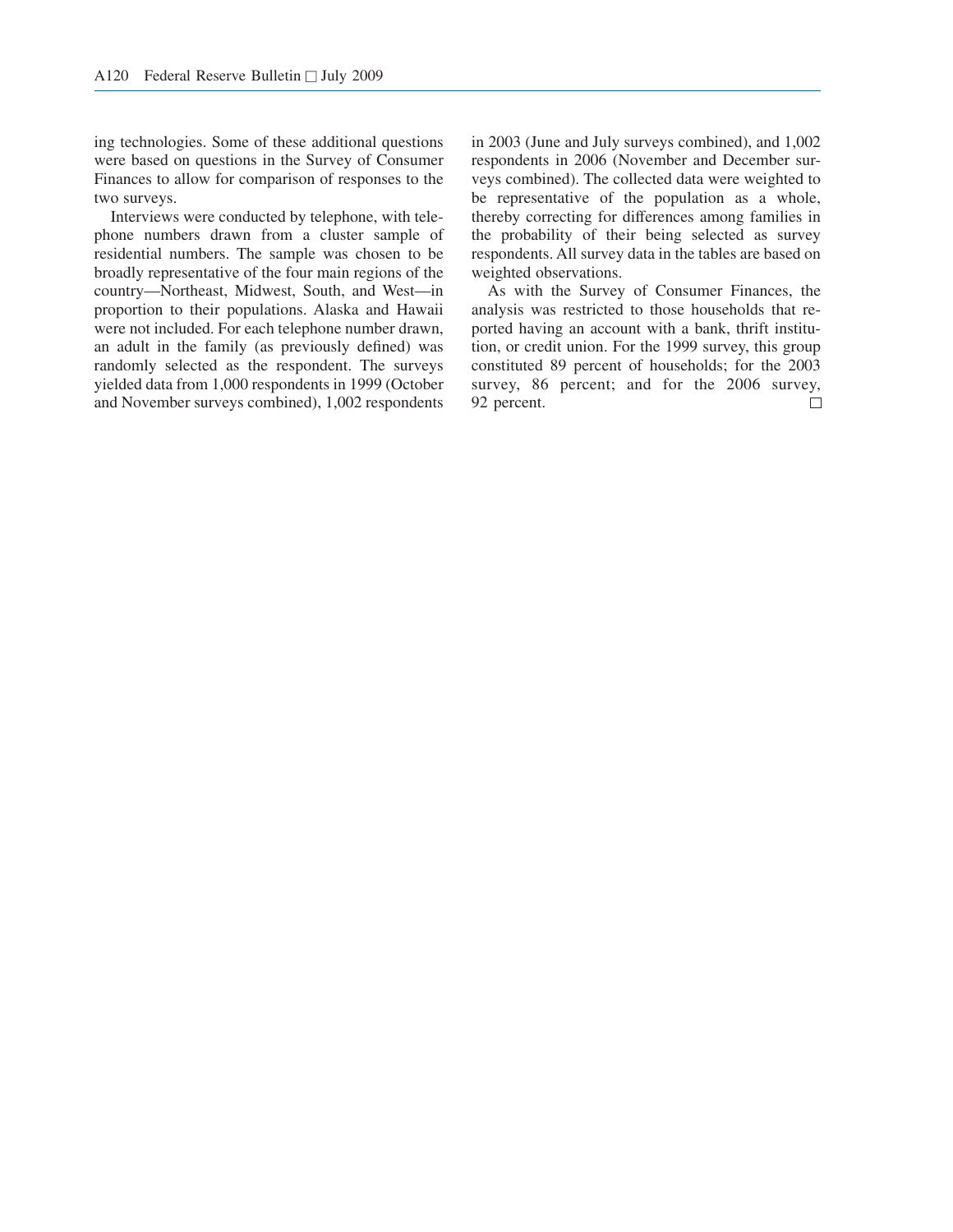ing technologies. Some of these additional questions were based on questions in the Survey of Consumer Finances to allow for comparison of responses to the two surveys.

Interviews were conducted by telephone, with telephone numbers drawn from a cluster sample of residential numbers. The sample was chosen to be broadly representative of the four main regions of the country—Northeast, Midwest, South, and West—in proportion to their populations. Alaska and Hawaii were not included. For each telephone number drawn, an adult in the family (as previously defined) was randomly selected as the respondent. The surveys yielded data from 1,000 respondents in 1999 (October and November surveys combined), 1,002 respondents in 2003 (June and July surveys combined), and 1,002 respondents in 2006 (November and December surveys combined). The collected data were weighted to be representative of the population as a whole, thereby correcting for differences among families in the probability of their being selected as survey respondents. All survey data in the tables are based on weighted observations.

As with the Survey of Consumer Finances, the analysis was restricted to those households that reported having an account with a bank, thrift institution, or credit union. For the 1999 survey, this group constituted 89 percent of households; for the 2003 survey, 86 percent; and for the 2006 survey, 92 percent. □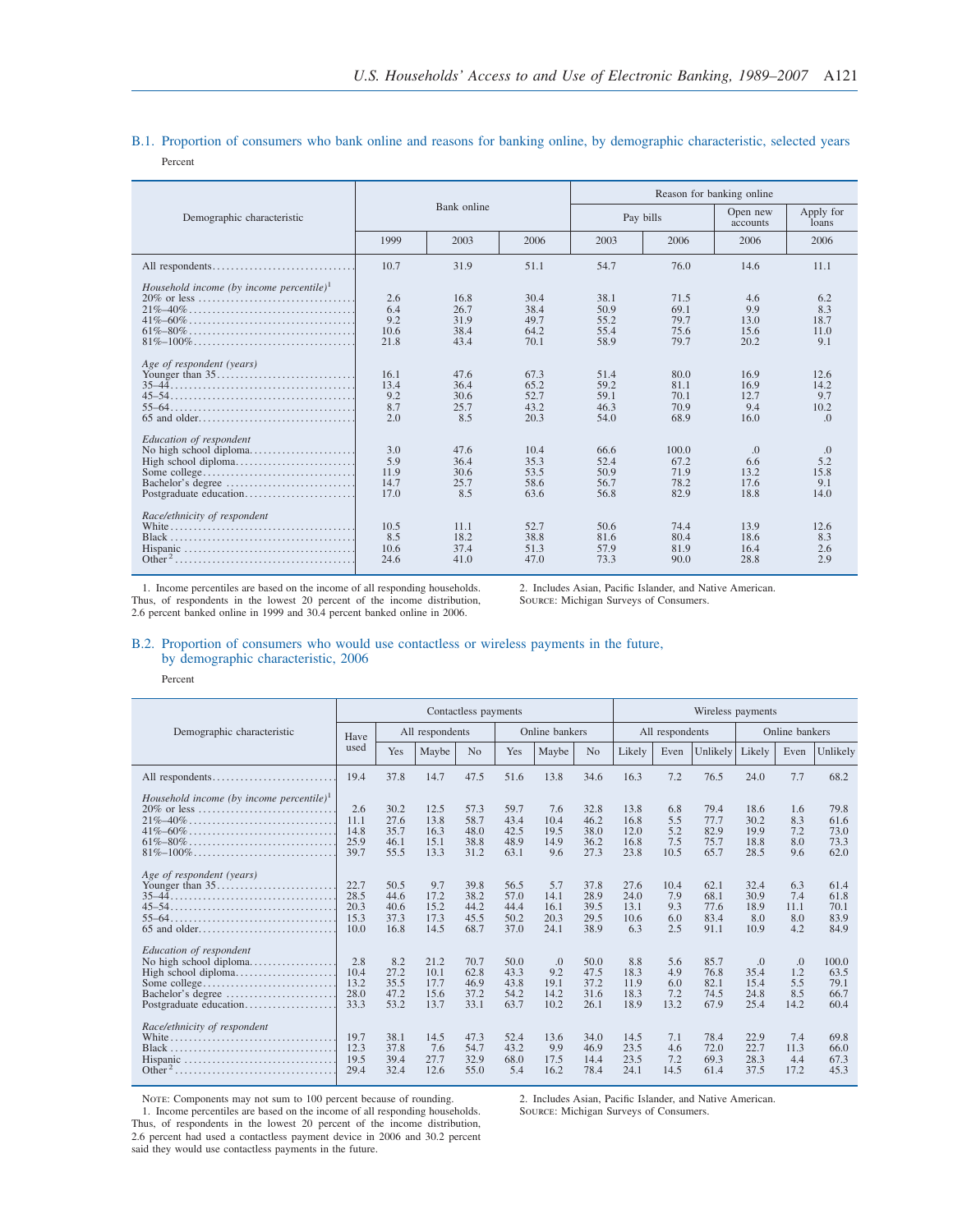## B.1. Proportion of consumers who bank online and reasons for banking online, by demographic characteristic, selected years

Percent

| Demographic characteristic | Bank online | | | Reason for banking online | | | |
|---|---|---|---|---|---|---|---|
| | | | | Pay bills | | Open new accounts | Apply for loans |
| | 1999 | 2003 | 2006 | 2003 | 2006 | 2006 | 2006 |
| All respondents | 10.7 | 31.9 | 51.1 | 54.7 | 76.0 | 14.6 | 11.1 |
| *Household income (by income percentile)*[1] | | | | | | | |
| 20% or less | 2.6 | 16.8 | 30.4 | 38.1 | 71.5 | 4.6 | 6.2 |
| 21%–40% | 6.4 | 26.7 | 38.4 | 50.9 | 69.1 | 9.9 | 8.3 |
| 41%–60% | 9.2 | 31.9 | 49.7 | 55.2 | 79.7 | 13.0 | 18.7 |
| 61%–80% | 10.6 | 38.4 | 64.2 | 55.4 | 75.6 | 15.6 | 11.0 |
| 81%–100% | 21.8 | 43.4 | 70.1 | 58.9 | 79.7 | 20.2 | 9.1 |
| *Age of respondent (years)* | | | | | | | |
| Younger than 35 | 16.1 | 47.6 | 67.3 | 51.4 | 80.0 | 16.9 | 12.6 |
| 35–44 | 13.4 | 36.4 | 65.2 | 59.2 | 81.1 | 16.9 | 14.2 |
| 45–54 | 9.2 | 30.6 | 52.7 | 59.1 | 70.1 | 12.7 | 9.7 |
| 55–64 | 8.7 | 25.7 | 43.2 | 46.3 | 70.9 | 9.4 | 10.2 |
| 65 and older | 2.0 | 8.5 | 20.3 | 54.0 | 68.9 | 16.0 | .0 |
| *Education of respondent* | | | | | | | |
| No high school diploma | 3.0 | 47.6 | 10.4 | 66.6 | 100.0 | .0 | .0 |
| High school diploma | 5.9 | 36.4 | 35.3 | 52.4 | 67.2 | 6.6 | 5.2 |
| Some college | 11.9 | 30.6 | 53.5 | 50.9 | 71.9 | 13.2 | 15.8 |
| Bachelor's degree | 14.7 | 25.7 | 58.6 | 56.7 | 78.2 | 17.6 | 9.1 |
| Postgraduate education | 17.0 | 8.5 | 63.6 | 56.8 | 82.9 | 18.8 | 14.0 |
| *Race/ethnicity of respondent* | | | | | | | |
| White | 10.5 | 11.1 | 52.7 | 50.6 | 74.4 | 13.9 | 12.6 |
| Black | 8.5 | 18.2 | 38.8 | 81.6 | 80.4 | 18.6 | 8.3 |
| Hispanic | 10.6 | 37.4 | 51.3 | 57.9 | 81.9 | 16.4 | 2.6 |
| Other[2] | 24.6 | 41.0 | 47.0 | 73.3 | 90.0 | 28.8 | 2.9 |

1. Income percentiles are based on the income of all responding households. Thus, of respondents in the lowest 20 percent of the income distribution, 2.6 percent banked online in 1999 and 30.4 percent banked online in 2006.

2. Includes Asian, Pacific Islander, and Native American.

SOURCE: Michigan Surveys of Consumers.

## B.2. Proportion of consumers who would use contactless or wireless payments in the future, by demographic characteristic, 2006

Percent

| Demographic characteristic | Contactless payments | | | | | | | Wireless payments | | | | | |
|---|---|---|---|---|---|---|---|---|---|---|---|---|---|
| | Have used | All respondents | | | Online bankers | | | All respondents | | | Online bankers | | |
| | | Yes | Maybe | No | Yes | Maybe | No | Likely | Even | Unlikely | Likely | Even | Unlikely |
| All respondents | 19.4 | 37.8 | 14.7 | 47.5 | 51.6 | 13.8 | 34.6 | 16.3 | 7.2 | 76.5 | 24.0 | 7.7 | 68.2 |
| *Household income (by income percentile)*[1] | | | | | | | | | | | | | |
| 20% or less | 2.6 | 30.2 | 12.5 | 57.3 | 59.7 | 7.6 | 32.8 | 13.8 | 6.8 | 79.4 | 18.6 | 1.6 | 79.8 |
| 21%–40% | 11.1 | 27.6 | 13.8 | 58.7 | 43.4 | 10.4 | 46.2 | 16.8 | 5.5 | 77.7 | 30.2 | 8.3 | 61.6 |
| 41%–60% | 14.8 | 35.7 | 16.3 | 48.0 | 42.5 | 19.5 | 38.0 | 12.0 | 5.2 | 82.9 | 19.9 | 7.2 | 73.0 |
| 61%–80% | 25.9 | 46.1 | 15.1 | 38.8 | 48.9 | 14.9 | 36.2 | 16.8 | 7.5 | 75.7 | 18.8 | 8.0 | 73.3 |
| 81%–100% | 39.7 | 55.5 | 13.3 | 31.2 | 63.1 | 9.6 | 27.3 | 23.8 | 10.5 | 65.7 | 28.5 | 9.6 | 62.0 |
| *Age of respondent (years)* | | | | | | | | | | | | | |
| Younger than 35 | 22.7 | 50.5 | 9.7 | 39.8 | 56.5 | 5.7 | 37.8 | 27.6 | 10.4 | 62.1 | 32.4 | 6.3 | 61.4 |
| 35–44 | 28.5 | 44.6 | 17.2 | 38.2 | 57.0 | 14.1 | 28.9 | 24.0 | 7.9 | 68.1 | 30.9 | 7.4 | 61.8 |
| 45–54 | 20.3 | 40.6 | 15.2 | 44.2 | 44.4 | 16.1 | 39.5 | 13.1 | 9.3 | 77.6 | 18.9 | 11.1 | 70.1 |
| 55–64 | 15.3 | 37.3 | 17.3 | 45.5 | 50.2 | 20.3 | 29.5 | 10.6 | 6.0 | 83.4 | 8.0 | 8.0 | 83.9 |
| 65 and older | 10.0 | 16.8 | 14.5 | 68.7 | 37.0 | 24.1 | 38.9 | 6.3 | 2.5 | 91.1 | 10.9 | 4.2 | 84.9 |
| *Education of respondent* | | | | | | | | | | | | | |
| No high school diploma | 2.8 | 8.2 | 21.2 | 70.7 | 50.0 | .0 | 50.0 | 8.8 | 5.6 | 85.7 | .0 | .0 | 100.0 |
| High school diploma | 10.4 | 27.2 | 10.1 | 62.8 | 43.3 | 9.2 | 47.5 | 18.3 | 4.9 | 76.8 | 35.4 | 1.2 | 63.5 |
| Some college | 13.2 | 35.5 | 17.7 | 46.9 | 43.8 | 19.1 | 37.2 | 11.9 | 6.0 | 82.1 | 15.4 | 5.5 | 79.1 |
| Bachelor's degree | 28.0 | 47.2 | 15.6 | 37.2 | 54.2 | 14.2 | 31.6 | 18.3 | 7.2 | 74.5 | 24.8 | 8.5 | 66.7 |
| Postgraduate education | 33.3 | 53.2 | 13.7 | 33.1 | 63.7 | 10.2 | 26.1 | 18.9 | 13.2 | 67.9 | 25.4 | 14.2 | 60.4 |
| *Race/ethnicity of respondent* | | | | | | | | | | | | | |
| White | 19.7 | 38.1 | 14.5 | 47.3 | 52.4 | 13.6 | 34.0 | 14.5 | 7.1 | 78.4 | 22.9 | 7.4 | 69.8 |
| Black | 12.3 | 37.8 | 7.6 | 54.7 | 43.2 | 9.9 | 46.9 | 23.5 | 4.6 | 72.0 | 22.7 | 11.3 | 66.0 |
| Hispanic | 19.5 | 39.4 | 27.7 | 32.9 | 68.0 | 17.5 | 14.4 | 23.5 | 7.2 | 69.3 | 28.3 | 4.4 | 67.3 |
| Other[2] | 29.4 | 32.4 | 12.6 | 55.0 | 5.4 | 16.2 | 78.4 | 24.1 | 14.5 | 61.4 | 37.5 | 17.2 | 45.3 |

NOTE: Components may not sum to 100 percent because of rounding.

1. Income percentiles are based on the income of all responding households. Thus, of respondents in the lowest 20 percent of the income distribution, 2.6 percent had used a contactless payment device in 2006 and 30.2 percent said they would use contactless payments in the future.

2. Includes Asian, Pacific Islander, and Native American.

SOURCE: Michigan Surveys of Consumers.